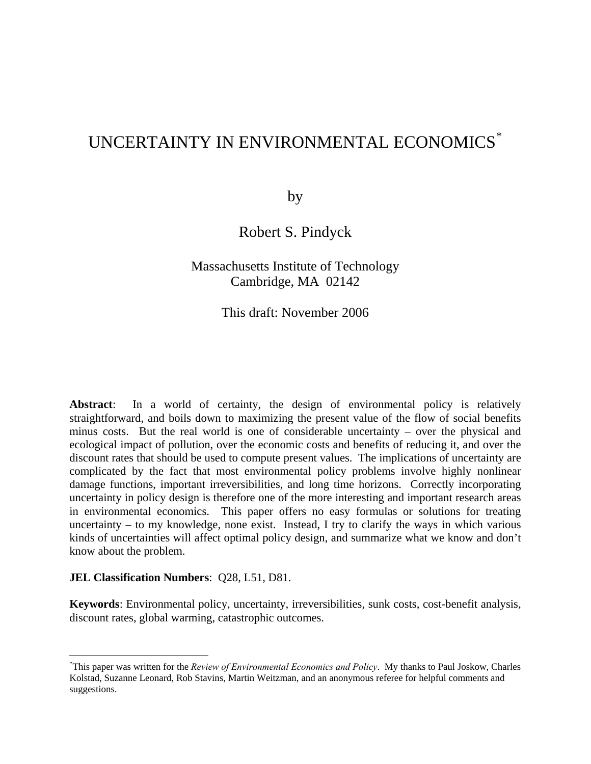# UNCERTAINTY IN ENVIRONMENTAL ECONOMICS[*]

by

Robert S. Pindyck

Massachusetts Institute of Technology
Cambridge, MA 02142

This draft: November 2006

**Abstract**: In a world of certainty, the design of environmental policy is relatively straightforward, and boils down to maximizing the present value of the flow of social benefits minus costs. But the real world is one of considerable uncertainty – over the physical and ecological impact of pollution, over the economic costs and benefits of reducing it, and over the discount rates that should be used to compute present values. The implications of uncertainty are complicated by the fact that most environmental policy problems involve highly nonlinear damage functions, important irreversibilities, and long time horizons. Correctly incorporating uncertainty in policy design is therefore one of the more interesting and important research areas in environmental economics. This paper offers no easy formulas or solutions for treating uncertainty – to my knowledge, none exist. Instead, I try to clarify the ways in which various kinds of uncertainties will affect optimal policy design, and summarize what we know and don't know about the problem.

**JEL Classification Numbers**: Q28, L51, D81.

**Keywords**: Environmental policy, uncertainty, irreversibilities, sunk costs, cost-benefit analysis, discount rates, global warming, catastrophic outcomes.

[*] This paper was written for the *Review of Environmental Economics and Policy*. My thanks to Paul Joskow, Charles Kolstad, Suzanne Leonard, Rob Stavins, Martin Weitzman, and an anonymous referee for helpful comments and suggestions.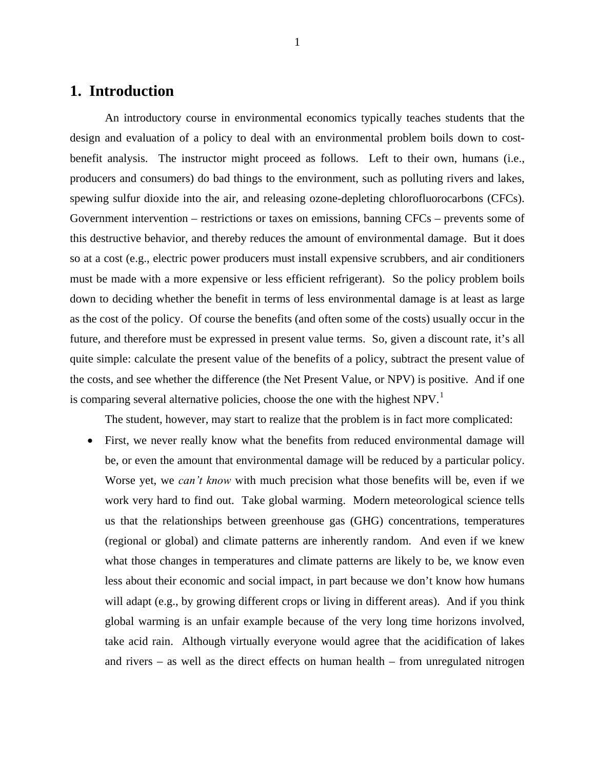# 1. Introduction

An introductory course in environmental economics typically teaches students that the design and evaluation of a policy to deal with an environmental problem boils down to cost-benefit analysis. The instructor might proceed as follows. Left to their own, humans (i.e., producers and consumers) do bad things to the environment, such as polluting rivers and lakes, spewing sulfur dioxide into the air, and releasing ozone-depleting chlorofluorocarbons (CFCs). Government intervention – restrictions or taxes on emissions, banning CFCs – prevents some of this destructive behavior, and thereby reduces the amount of environmental damage. But it does so at a cost (e.g., electric power producers must install expensive scrubbers, and air conditioners must be made with a more expensive or less efficient refrigerant). So the policy problem boils down to deciding whether the benefit in terms of less environmental damage is at least as large as the cost of the policy. Of course the benefits (and often some of the costs) usually occur in the future, and therefore must be expressed in present value terms. So, given a discount rate, it's all quite simple: calculate the present value of the benefits of a policy, subtract the present value of the costs, and see whether the difference (the Net Present Value, or NPV) is positive. And if one is comparing several alternative policies, choose the one with the highest NPV.[1]

The student, however, may start to realize that the problem is in fact more complicated:

- First, we never really know what the benefits from reduced environmental damage will be, or even the amount that environmental damage will be reduced by a particular policy. Worse yet, we *can't know* with much precision what those benefits will be, even if we work very hard to find out. Take global warming. Modern meteorological science tells us that the relationships between greenhouse gas (GHG) concentrations, temperatures (regional or global) and climate patterns are inherently random. And even if we knew what those changes in temperatures and climate patterns are likely to be, we know even less about their economic and social impact, in part because we don't know how humans will adapt (e.g., by growing different crops or living in different areas). And if you think global warming is an unfair example because of the very long time horizons involved, take acid rain. Although virtually everyone would agree that the acidification of lakes and rivers – as well as the direct effects on human health – from unregulated nitrogen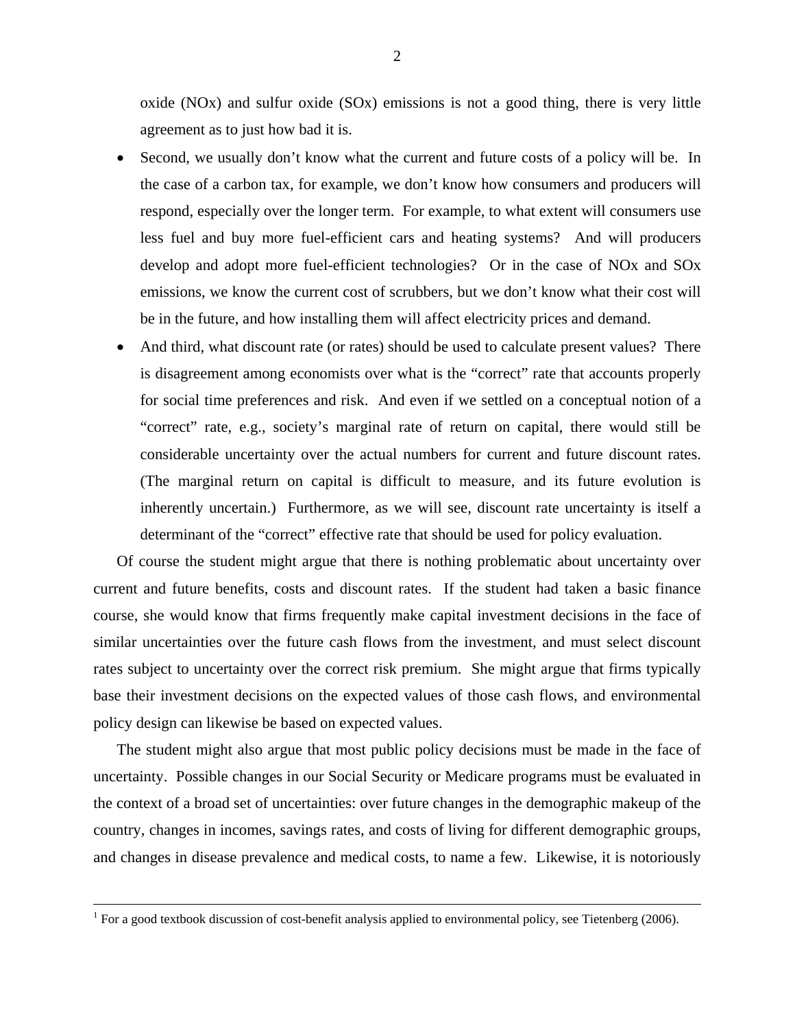oxide (NOx) and sulfur oxide (SOx) emissions is not a good thing, there is very little agreement as to just how bad it is.

- Second, we usually don't know what the current and future costs of a policy will be. In the case of a carbon tax, for example, we don't know how consumers and producers will respond, especially over the longer term. For example, to what extent will consumers use less fuel and buy more fuel-efficient cars and heating systems? And will producers develop and adopt more fuel-efficient technologies? Or in the case of NOx and SOx emissions, we know the current cost of scrubbers, but we don't know what their cost will be in the future, and how installing them will affect electricity prices and demand.
- And third, what discount rate (or rates) should be used to calculate present values? There is disagreement among economists over what is the "correct" rate that accounts properly for social time preferences and risk. And even if we settled on a conceptual notion of a "correct" rate, e.g., society's marginal rate of return on capital, there would still be considerable uncertainty over the actual numbers for current and future discount rates. (The marginal return on capital is difficult to measure, and its future evolution is inherently uncertain.) Furthermore, as we will see, discount rate uncertainty is itself a determinant of the "correct" effective rate that should be used for policy evaluation.

Of course the student might argue that there is nothing problematic about uncertainty over current and future benefits, costs and discount rates. If the student had taken a basic finance course, she would know that firms frequently make capital investment decisions in the face of similar uncertainties over the future cash flows from the investment, and must select discount rates subject to uncertainty over the correct risk premium. She might argue that firms typically base their investment decisions on the expected values of those cash flows, and environmental policy design can likewise be based on expected values.

The student might also argue that most public policy decisions must be made in the face of uncertainty. Possible changes in our Social Security or Medicare programs must be evaluated in the context of a broad set of uncertainties: over future changes in the demographic makeup of the country, changes in incomes, savings rates, and costs of living for different demographic groups, and changes in disease prevalence and medical costs, to name a few. Likewise, it is notoriously

[1] For a good textbook discussion of cost-benefit analysis applied to environmental policy, see Tietenberg (2006).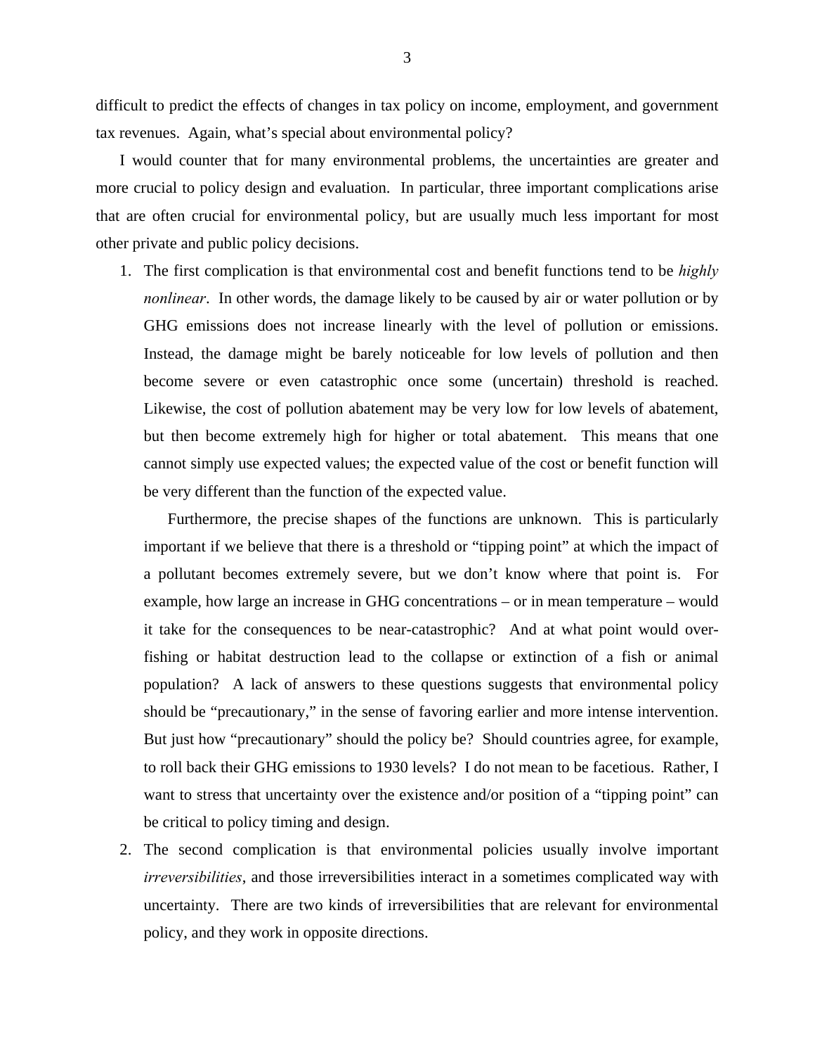difficult to predict the effects of changes in tax policy on income, employment, and government tax revenues. Again, what's special about environmental policy?

I would counter that for many environmental problems, the uncertainties are greater and more crucial to policy design and evaluation. In particular, three important complications arise that are often crucial for environmental policy, but are usually much less important for most other private and public policy decisions.

1. The first complication is that environmental cost and benefit functions tend to be *highly nonlinear*. In other words, the damage likely to be caused by air or water pollution or by GHG emissions does not increase linearly with the level of pollution or emissions. Instead, the damage might be barely noticeable for low levels of pollution and then become severe or even catastrophic once some (uncertain) threshold is reached. Likewise, the cost of pollution abatement may be very low for low levels of abatement, but then become extremely high for higher or total abatement. This means that one cannot simply use expected values; the expected value of the cost or benefit function will be very different than the function of the expected value.

   Furthermore, the precise shapes of the functions are unknown. This is particularly important if we believe that there is a threshold or "tipping point" at which the impact of a pollutant becomes extremely severe, but we don't know where that point is. For example, how large an increase in GHG concentrations – or in mean temperature – would it take for the consequences to be near-catastrophic? And at what point would over-fishing or habitat destruction lead to the collapse or extinction of a fish or animal population? A lack of answers to these questions suggests that environmental policy should be "precautionary," in the sense of favoring earlier and more intense intervention. But just how "precautionary" should the policy be? Should countries agree, for example, to roll back their GHG emissions to 1930 levels? I do not mean to be facetious. Rather, I want to stress that uncertainty over the existence and/or position of a "tipping point" can be critical to policy timing and design.

2. The second complication is that environmental policies usually involve important *irreversibilities*, and those irreversibilities interact in a sometimes complicated way with uncertainty. There are two kinds of irreversibilities that are relevant for environmental policy, and they work in opposite directions.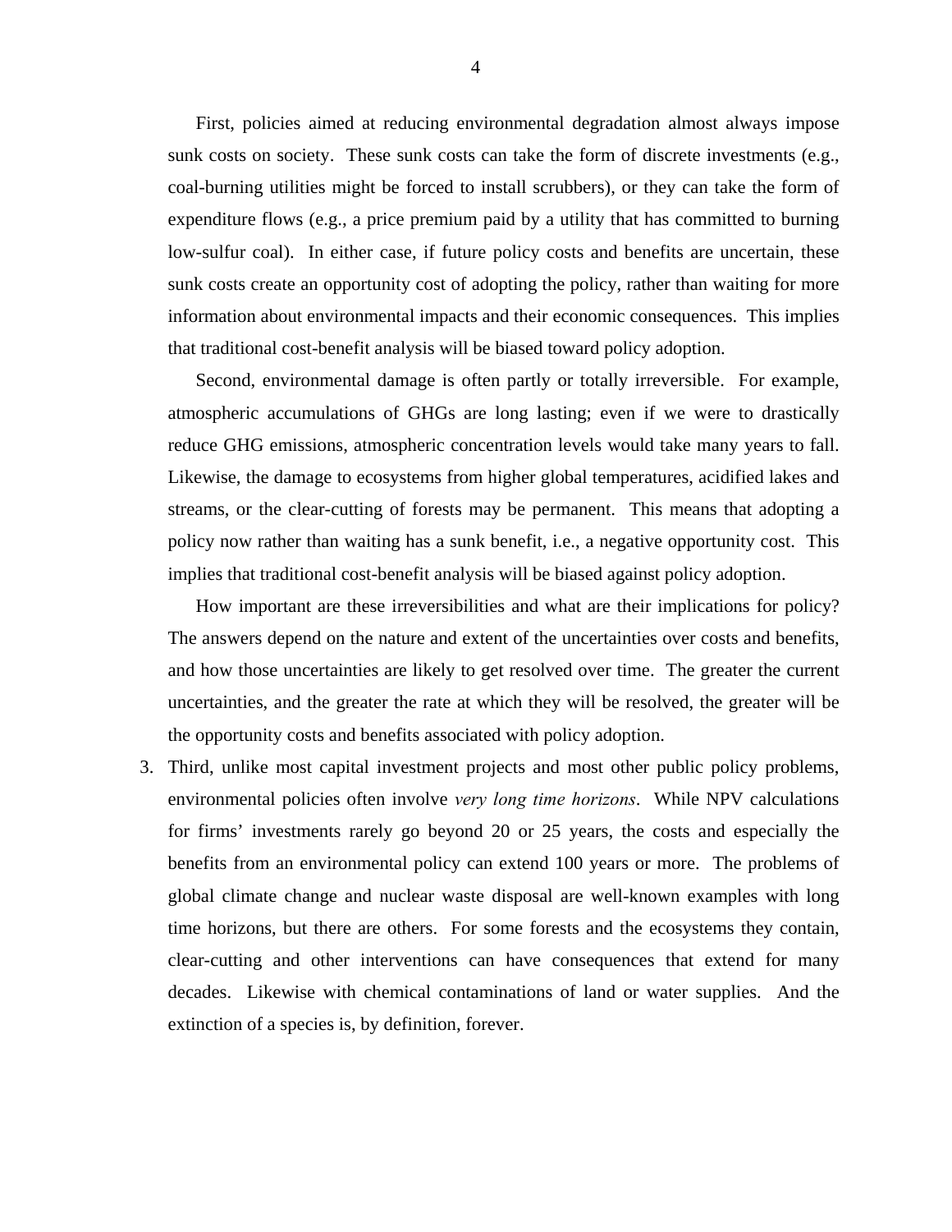First, policies aimed at reducing environmental degradation almost always impose sunk costs on society. These sunk costs can take the form of discrete investments (e.g., coal-burning utilities might be forced to install scrubbers), or they can take the form of expenditure flows (e.g., a price premium paid by a utility that has committed to burning low-sulfur coal). In either case, if future policy costs and benefits are uncertain, these sunk costs create an opportunity cost of adopting the policy, rather than waiting for more information about environmental impacts and their economic consequences. This implies that traditional cost-benefit analysis will be biased toward policy adoption.

Second, environmental damage is often partly or totally irreversible. For example, atmospheric accumulations of GHGs are long lasting; even if we were to drastically reduce GHG emissions, atmospheric concentration levels would take many years to fall. Likewise, the damage to ecosystems from higher global temperatures, acidified lakes and streams, or the clear-cutting of forests may be permanent. This means that adopting a policy now rather than waiting has a sunk benefit, i.e., a negative opportunity cost. This implies that traditional cost-benefit analysis will be biased against policy adoption.

How important are these irreversibilities and what are their implications for policy? The answers depend on the nature and extent of the uncertainties over costs and benefits, and how those uncertainties are likely to get resolved over time. The greater the current uncertainties, and the greater the rate at which they will be resolved, the greater will be the opportunity costs and benefits associated with policy adoption.

3. Third, unlike most capital investment projects and most other public policy problems, environmental policies often involve *very long time horizons*. While NPV calculations for firms' investments rarely go beyond 20 or 25 years, the costs and especially the benefits from an environmental policy can extend 100 years or more. The problems of global climate change and nuclear waste disposal are well-known examples with long time horizons, but there are others. For some forests and the ecosystems they contain, clear-cutting and other interventions can have consequences that extend for many decades. Likewise with chemical contaminations of land or water supplies. And the extinction of a species is, by definition, forever.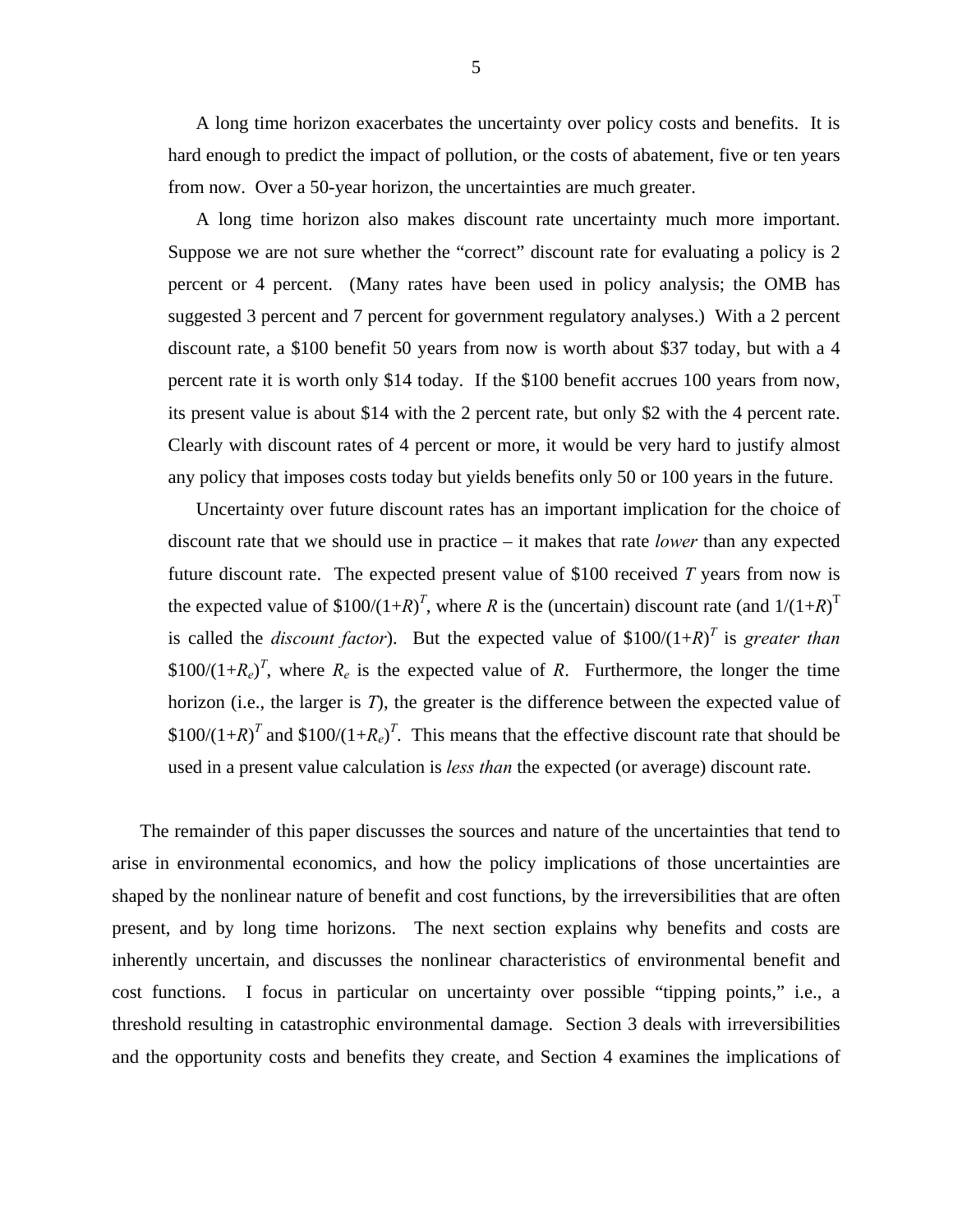A long time horizon exacerbates the uncertainty over policy costs and benefits. It is hard enough to predict the impact of pollution, or the costs of abatement, five or ten years from now. Over a 50-year horizon, the uncertainties are much greater.

A long time horizon also makes discount rate uncertainty much more important. Suppose we are not sure whether the "correct" discount rate for evaluating a policy is 2 percent or 4 percent. (Many rates have been used in policy analysis; the OMB has suggested 3 percent and 7 percent for government regulatory analyses.) With a 2 percent discount rate, a $100 benefit 50 years from now is worth about $37 today, but with a 4 percent rate it is worth only $14 today. If the $100 benefit accrues 100 years from now, its present value is about $14 with the 2 percent rate, but only $2 with the 4 percent rate. Clearly with discount rates of 4 percent or more, it would be very hard to justify almost any policy that imposes costs today but yields benefits only 50 or 100 years in the future.

Uncertainty over future discount rates has an important implication for the choice of discount rate that we should use in practice – it makes that rate *lower* than any expected future discount rate. The expected present value of $100 received $T$ years from now is the expected value of $\$100/(1+R)^T$, where $R$ is the (uncertain) discount rate (and $1/(1+R)^T$ is called the *discount factor*). But the expected value of $\$100/(1+R)^T$ is *greater than* $\$100/(1+R_e)^T$, where $R_e$ is the expected value of $R$. Furthermore, the longer the time horizon (i.e., the larger is $T$), the greater is the difference between the expected value of $\$100/(1+R)^T$ and $\$100/(1+R_e)^T$. This means that the effective discount rate that should be used in a present value calculation is *less than* the expected (or average) discount rate.

The remainder of this paper discusses the sources and nature of the uncertainties that tend to arise in environmental economics, and how the policy implications of those uncertainties are shaped by the nonlinear nature of benefit and cost functions, by the irreversibilities that are often present, and by long time horizons. The next section explains why benefits and costs are inherently uncertain, and discusses the nonlinear characteristics of environmental benefit and cost functions. I focus in particular on uncertainty over possible "tipping points," i.e., a threshold resulting in catastrophic environmental damage. Section 3 deals with irreversibilities and the opportunity costs and benefits they create, and Section 4 examines the implications of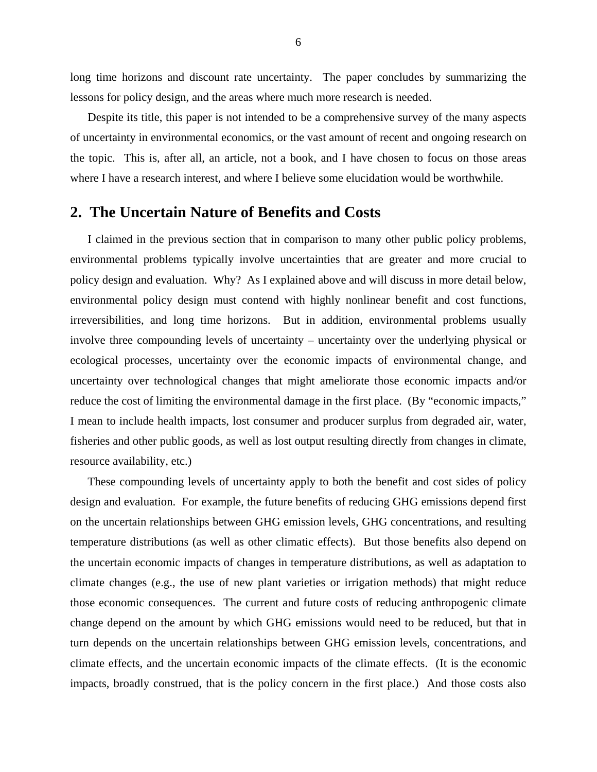long time horizons and discount rate uncertainty. The paper concludes by summarizing the lessons for policy design, and the areas where much more research is needed.

Despite its title, this paper is not intended to be a comprehensive survey of the many aspects of uncertainty in environmental economics, or the vast amount of recent and ongoing research on the topic. This is, after all, an article, not a book, and I have chosen to focus on those areas where I have a research interest, and where I believe some elucidation would be worthwhile.

## 2. The Uncertain Nature of Benefits and Costs

I claimed in the previous section that in comparison to many other public policy problems, environmental problems typically involve uncertainties that are greater and more crucial to policy design and evaluation. Why? As I explained above and will discuss in more detail below, environmental policy design must contend with highly nonlinear benefit and cost functions, irreversibilities, and long time horizons. But in addition, environmental problems usually involve three compounding levels of uncertainty – uncertainty over the underlying physical or ecological processes, uncertainty over the economic impacts of environmental change, and uncertainty over technological changes that might ameliorate those economic impacts and/or reduce the cost of limiting the environmental damage in the first place. (By "economic impacts," I mean to include health impacts, lost consumer and producer surplus from degraded air, water, fisheries and other public goods, as well as lost output resulting directly from changes in climate, resource availability, etc.)

These compounding levels of uncertainty apply to both the benefit and cost sides of policy design and evaluation. For example, the future benefits of reducing GHG emissions depend first on the uncertain relationships between GHG emission levels, GHG concentrations, and resulting temperature distributions (as well as other climatic effects). But those benefits also depend on the uncertain economic impacts of changes in temperature distributions, as well as adaptation to climate changes (e.g., the use of new plant varieties or irrigation methods) that might reduce those economic consequences. The current and future costs of reducing anthropogenic climate change depend on the amount by which GHG emissions would need to be reduced, but that in turn depends on the uncertain relationships between GHG emission levels, concentrations, and climate effects, and the uncertain economic impacts of the climate effects. (It is the economic impacts, broadly construed, that is the policy concern in the first place.) And those costs also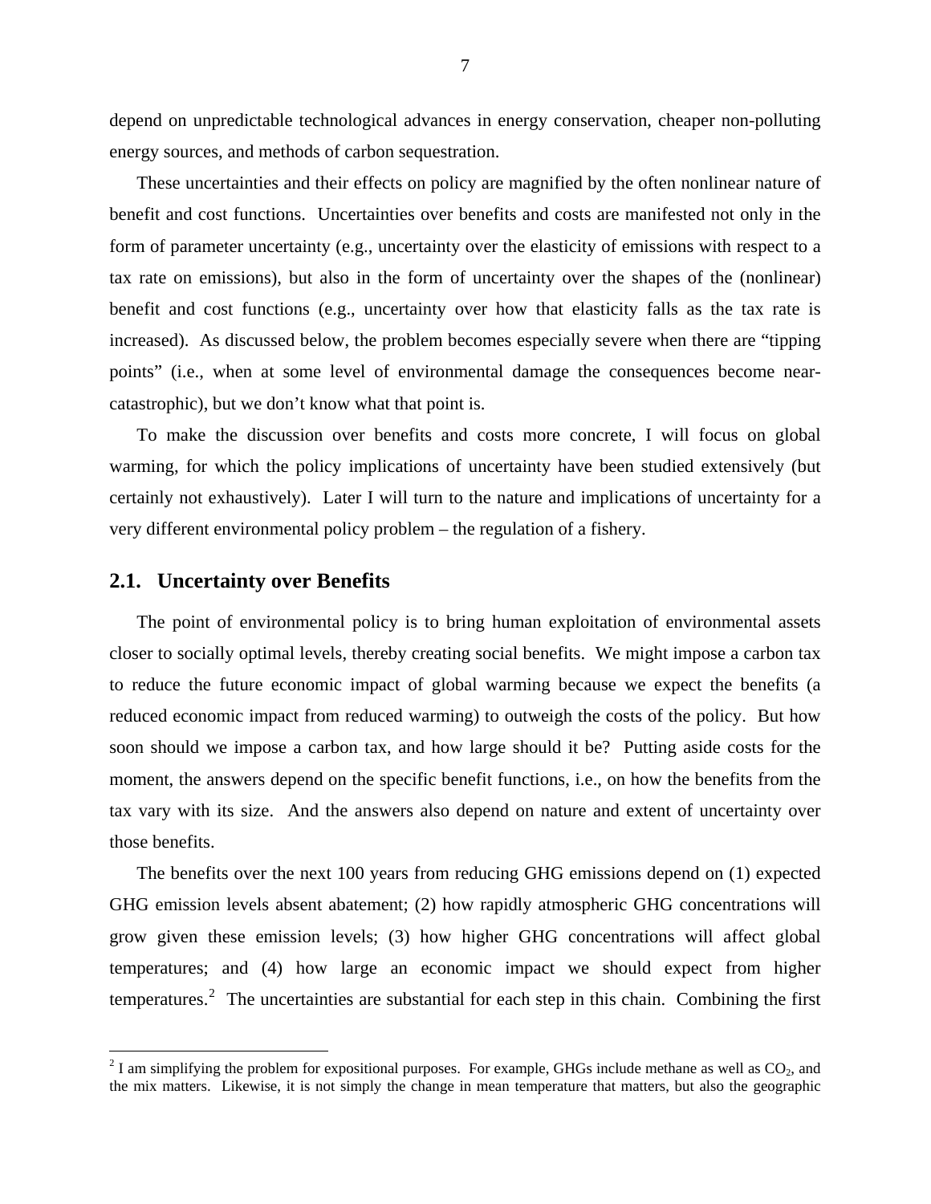depend on unpredictable technological advances in energy conservation, cheaper non-polluting energy sources, and methods of carbon sequestration.

These uncertainties and their effects on policy are magnified by the often nonlinear nature of benefit and cost functions. Uncertainties over benefits and costs are manifested not only in the form of parameter uncertainty (e.g., uncertainty over the elasticity of emissions with respect to a tax rate on emissions), but also in the form of uncertainty over the shapes of the (nonlinear) benefit and cost functions (e.g., uncertainty over how that elasticity falls as the tax rate is increased). As discussed below, the problem becomes especially severe when there are "tipping points" (i.e., when at some level of environmental damage the consequences become near-catastrophic), but we don't know what that point is.

To make the discussion over benefits and costs more concrete, I will focus on global warming, for which the policy implications of uncertainty have been studied extensively (but certainly not exhaustively). Later I will turn to the nature and implications of uncertainty for a very different environmental policy problem – the regulation of a fishery.

## 2.1. Uncertainty over Benefits

The point of environmental policy is to bring human exploitation of environmental assets closer to socially optimal levels, thereby creating social benefits. We might impose a carbon tax to reduce the future economic impact of global warming because we expect the benefits (a reduced economic impact from reduced warming) to outweigh the costs of the policy. But how soon should we impose a carbon tax, and how large should it be? Putting aside costs for the moment, the answers depend on the specific benefit functions, i.e., on how the benefits from the tax vary with its size. And the answers also depend on nature and extent of uncertainty over those benefits.

The benefits over the next 100 years from reducing GHG emissions depend on (1) expected GHG emission levels absent abatement; (2) how rapidly atmospheric GHG concentrations will grow given these emission levels; (3) how higher GHG concentrations will affect global temperatures; and (4) how large an economic impact we should expect from higher temperatures.[2] The uncertainties are substantial for each step in this chain. Combining the first

[2] I am simplifying the problem for expositional purposes. For example, GHGs include methane as well as $CO_2$, and the mix matters. Likewise, it is not simply the change in mean temperature that matters, but also the geographic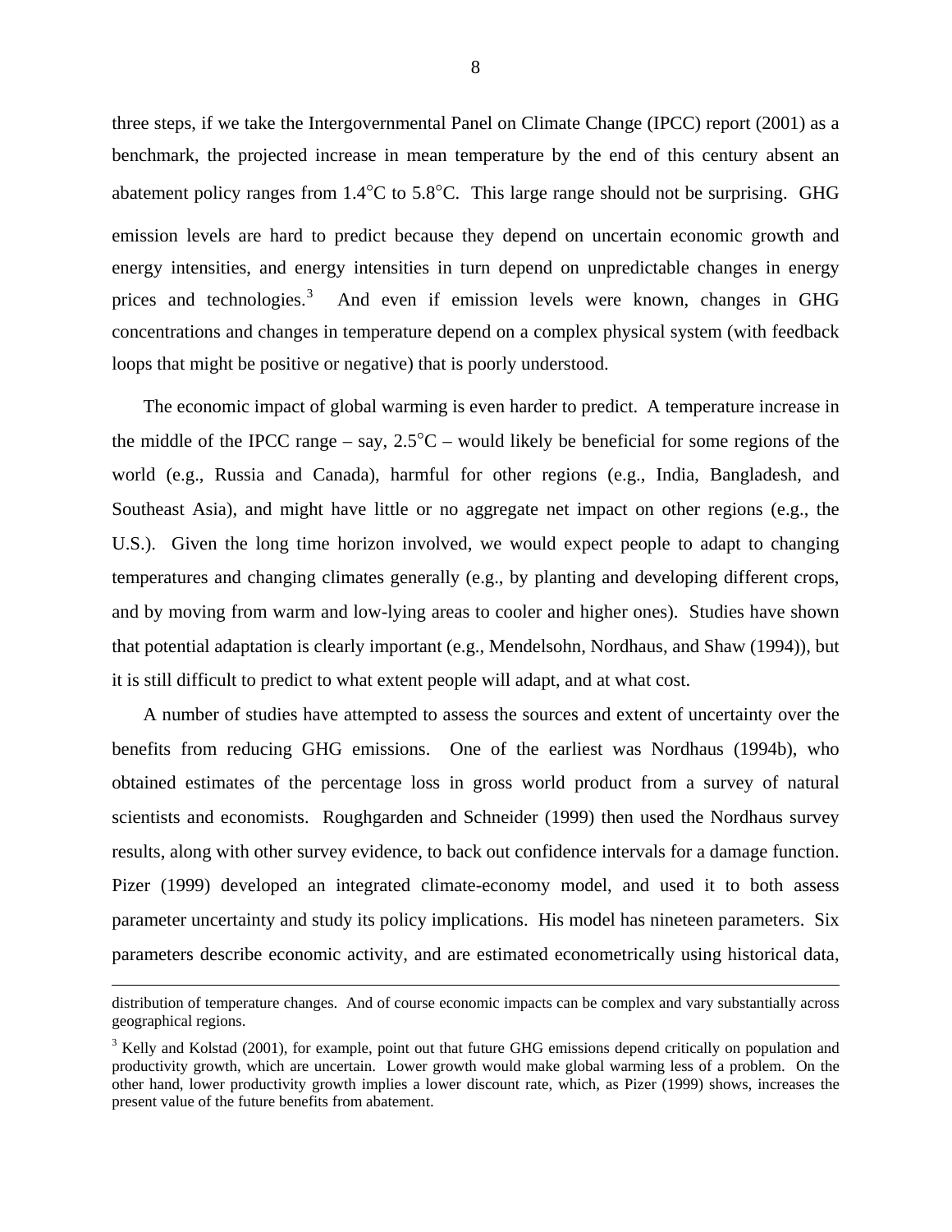three steps, if we take the Intergovernmental Panel on Climate Change (IPCC) report (2001) as a benchmark, the projected increase in mean temperature by the end of this century absent an abatement policy ranges from 1.4°C to 5.8°C. This large range should not be surprising. GHG emission levels are hard to predict because they depend on uncertain economic growth and energy intensities, and energy intensities in turn depend on unpredictable changes in energy prices and technologies.[3] And even if emission levels were known, changes in GHG concentrations and changes in temperature depend on a complex physical system (with feedback loops that might be positive or negative) that is poorly understood.

The economic impact of global warming is even harder to predict. A temperature increase in the middle of the IPCC range – say, 2.5°C – would likely be beneficial for some regions of the world (e.g., Russia and Canada), harmful for other regions (e.g., India, Bangladesh, and Southeast Asia), and might have little or no aggregate net impact on other regions (e.g., the U.S.). Given the long time horizon involved, we would expect people to adapt to changing temperatures and changing climates generally (e.g., by planting and developing different crops, and by moving from warm and low-lying areas to cooler and higher ones). Studies have shown that potential adaptation is clearly important (e.g., Mendelsohn, Nordhaus, and Shaw (1994)), but it is still difficult to predict to what extent people will adapt, and at what cost.

A number of studies have attempted to assess the sources and extent of uncertainty over the benefits from reducing GHG emissions. One of the earliest was Nordhaus (1994b), who obtained estimates of the percentage loss in gross world product from a survey of natural scientists and economists. Roughgarden and Schneider (1999) then used the Nordhaus survey results, along with other survey evidence, to back out confidence intervals for a damage function. Pizer (1999) developed an integrated climate-economy model, and used it to both assess parameter uncertainty and study its policy implications. His model has nineteen parameters. Six parameters describe economic activity, and are estimated econometrically using historical data,

---

distribution of temperature changes. And of course economic impacts can be complex and vary substantially across geographical regions.

[3] Kelly and Kolstad (2001), for example, point out that future GHG emissions depend critically on population and productivity growth, which are uncertain. Lower growth would make global warming less of a problem. On the other hand, lower productivity growth implies a lower discount rate, which, as Pizer (1999) shows, increases the present value of the future benefits from abatement.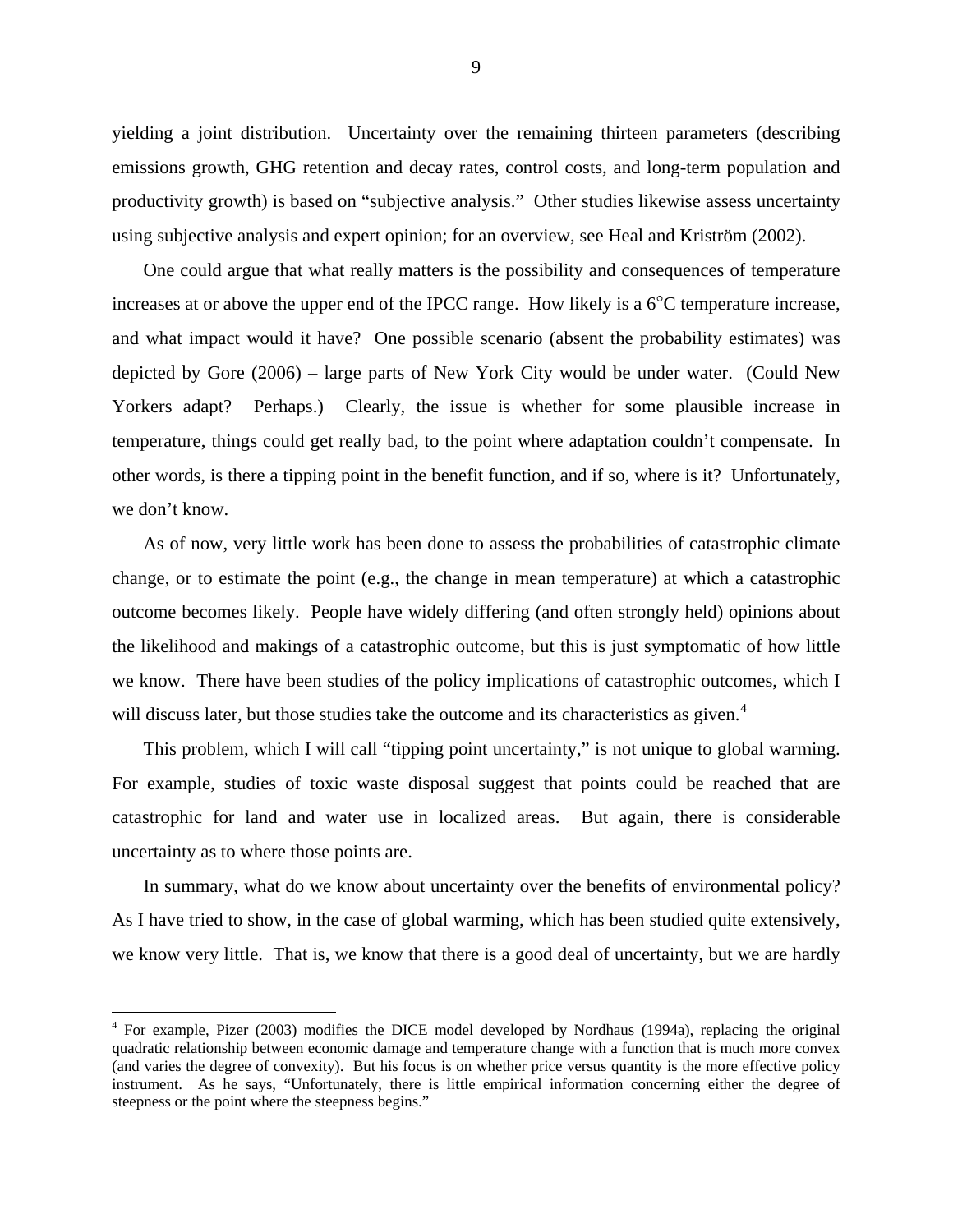yielding a joint distribution. Uncertainty over the remaining thirteen parameters (describing emissions growth, GHG retention and decay rates, control costs, and long-term population and productivity growth) is based on "subjective analysis." Other studies likewise assess uncertainty using subjective analysis and expert opinion; for an overview, see Heal and Kriström (2002).

One could argue that what really matters is the possibility and consequences of temperature increases at or above the upper end of the IPCC range. How likely is a 6°C temperature increase, and what impact would it have? One possible scenario (absent the probability estimates) was depicted by Gore (2006) – large parts of New York City would be under water. (Could New Yorkers adapt? Perhaps.) Clearly, the issue is whether for some plausible increase in temperature, things could get really bad, to the point where adaptation couldn't compensate. In other words, is there a tipping point in the benefit function, and if so, where is it? Unfortunately, we don't know.

As of now, very little work has been done to assess the probabilities of catastrophic climate change, or to estimate the point (e.g., the change in mean temperature) at which a catastrophic outcome becomes likely. People have widely differing (and often strongly held) opinions about the likelihood and makings of a catastrophic outcome, but this is just symptomatic of how little we know. There have been studies of the policy implications of catastrophic outcomes, which I will discuss later, but those studies take the outcome and its characteristics as given.[4]

This problem, which I will call "tipping point uncertainty," is not unique to global warming. For example, studies of toxic waste disposal suggest that points could be reached that are catastrophic for land and water use in localized areas. But again, there is considerable uncertainty as to where those points are.

In summary, what do we know about uncertainty over the benefits of environmental policy? As I have tried to show, in the case of global warming, which has been studied quite extensively, we know very little. That is, we know that there is a good deal of uncertainty, but we are hardly

[4] For example, Pizer (2003) modifies the DICE model developed by Nordhaus (1994a), replacing the original quadratic relationship between economic damage and temperature change with a function that is much more convex (and varies the degree of convexity). But his focus is on whether price versus quantity is the more effective policy instrument. As he says, "Unfortunately, there is little empirical information concerning either the degree of steepness or the point where the steepness begins."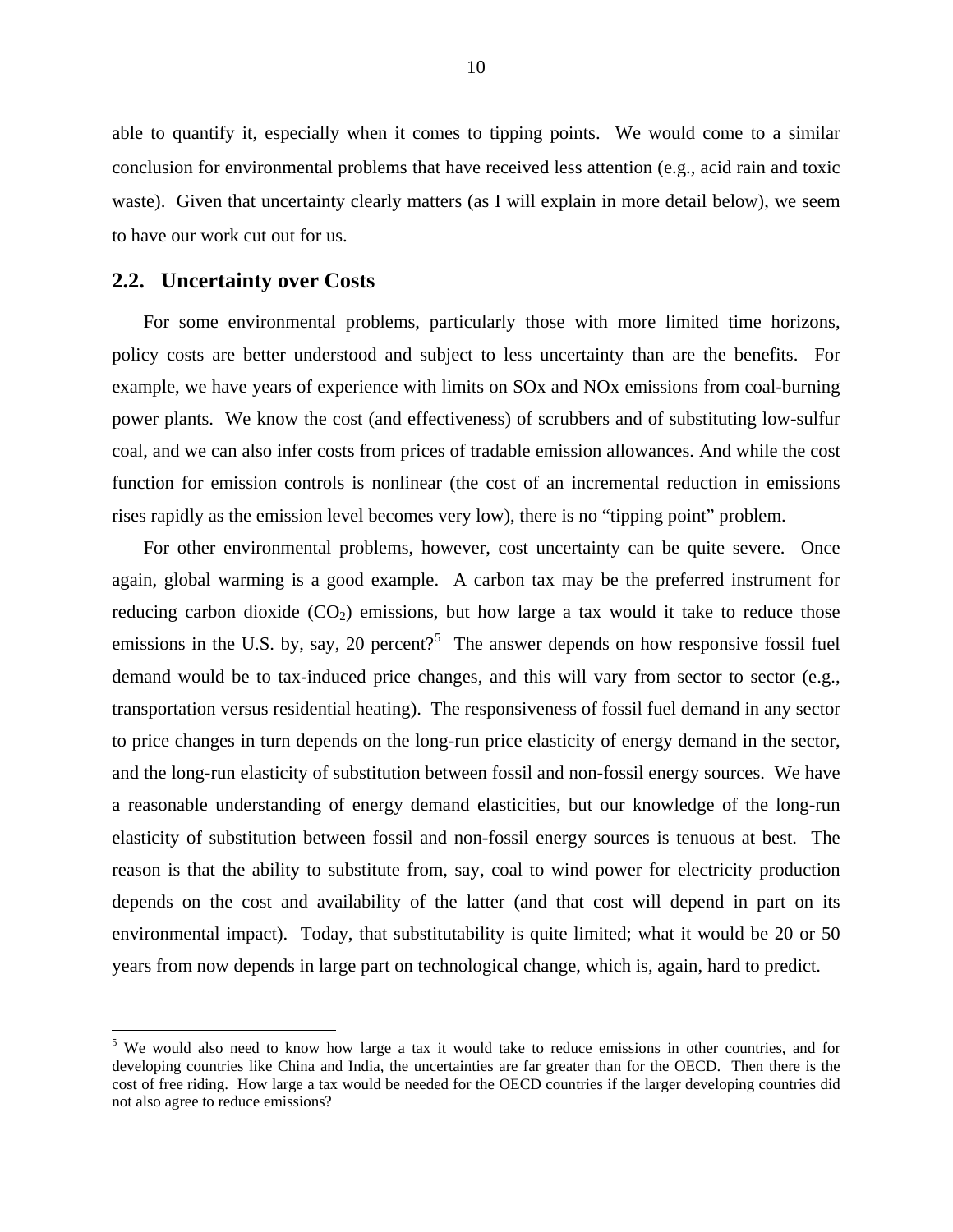able to quantify it, especially when it comes to tipping points. We would come to a similar conclusion for environmental problems that have received less attention (e.g., acid rain and toxic waste). Given that uncertainty clearly matters (as I will explain in more detail below), we seem to have our work cut out for us.

## 2.2. Uncertainty over Costs

For some environmental problems, particularly those with more limited time horizons, policy costs are better understood and subject to less uncertainty than are the benefits. For example, we have years of experience with limits on SOx and NOx emissions from coal-burning power plants. We know the cost (and effectiveness) of scrubbers and of substituting low-sulfur coal, and we can also infer costs from prices of tradable emission allowances. And while the cost function for emission controls is nonlinear (the cost of an incremental reduction in emissions rises rapidly as the emission level becomes very low), there is no "tipping point" problem.

For other environmental problems, however, cost uncertainty can be quite severe. Once again, global warming is a good example. A carbon tax may be the preferred instrument for reducing carbon dioxide ($CO_2$) emissions, but how large a tax would it take to reduce those emissions in the U.S. by, say, 20 percent?[5] The answer depends on how responsive fossil fuel demand would be to tax-induced price changes, and this will vary from sector to sector (e.g., transportation versus residential heating). The responsiveness of fossil fuel demand in any sector to price changes in turn depends on the long-run price elasticity of energy demand in the sector, and the long-run elasticity of substitution between fossil and non-fossil energy sources. We have a reasonable understanding of energy demand elasticities, but our knowledge of the long-run elasticity of substitution between fossil and non-fossil energy sources is tenuous at best. The reason is that the ability to substitute from, say, coal to wind power for electricity production depends on the cost and availability of the latter (and that cost will depend in part on its environmental impact). Today, that substitutability is quite limited; what it would be 20 or 50 years from now depends in large part on technological change, which is, again, hard to predict.

[5] We would also need to know how large a tax it would take to reduce emissions in other countries, and for developing countries like China and India, the uncertainties are far greater than for the OECD. Then there is the cost of free riding. How large a tax would be needed for the OECD countries if the larger developing countries did not also agree to reduce emissions?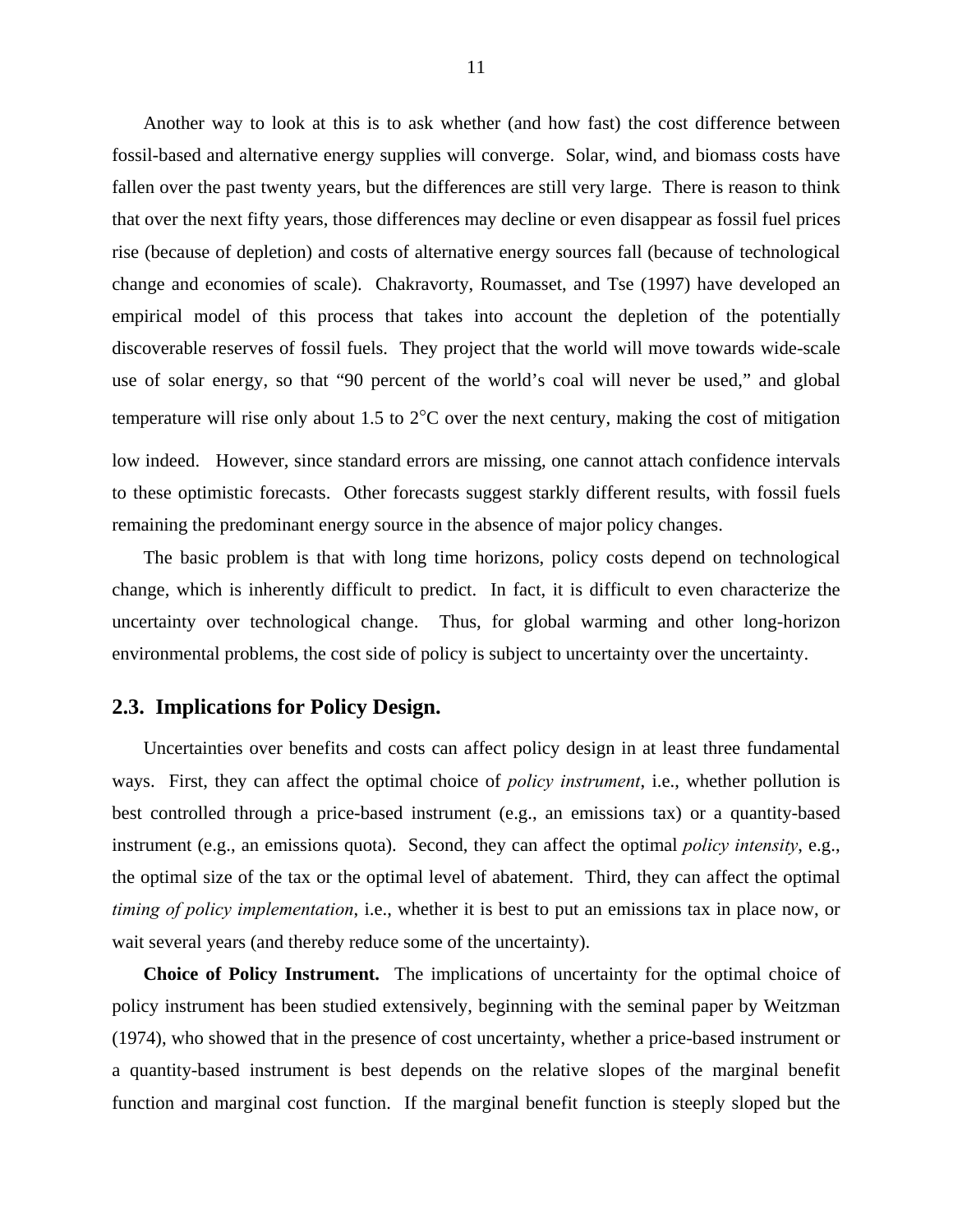Another way to look at this is to ask whether (and how fast) the cost difference between fossil-based and alternative energy supplies will converge. Solar, wind, and biomass costs have fallen over the past twenty years, but the differences are still very large. There is reason to think that over the next fifty years, those differences may decline or even disappear as fossil fuel prices rise (because of depletion) and costs of alternative energy sources fall (because of technological change and economies of scale). Chakravorty, Roumasset, and Tse (1997) have developed an empirical model of this process that takes into account the depletion of the potentially discoverable reserves of fossil fuels. They project that the world will move towards wide-scale use of solar energy, so that "90 percent of the world's coal will never be used," and global temperature will rise only about 1.5 to 2°C over the next century, making the cost of mitigation low indeed. However, since standard errors are missing, one cannot attach confidence intervals to these optimistic forecasts. Other forecasts suggest starkly different results, with fossil fuels remaining the predominant energy source in the absence of major policy changes.

The basic problem is that with long time horizons, policy costs depend on technological change, which is inherently difficult to predict. In fact, it is difficult to even characterize the uncertainty over technological change. Thus, for global warming and other long-horizon environmental problems, the cost side of policy is subject to uncertainty over the uncertainty.

## 2.3. Implications for Policy Design.

Uncertainties over benefits and costs can affect policy design in at least three fundamental ways. First, they can affect the optimal choice of *policy instrument*, i.e., whether pollution is best controlled through a price-based instrument (e.g., an emissions tax) or a quantity-based instrument (e.g., an emissions quota). Second, they can affect the optimal *policy intensity*, e.g., the optimal size of the tax or the optimal level of abatement. Third, they can affect the optimal *timing of policy implementation*, i.e., whether it is best to put an emissions tax in place now, or wait several years (and thereby reduce some of the uncertainty).

**Choice of Policy Instrument.** The implications of uncertainty for the optimal choice of policy instrument has been studied extensively, beginning with the seminal paper by Weitzman (1974), who showed that in the presence of cost uncertainty, whether a price-based instrument or a quantity-based instrument is best depends on the relative slopes of the marginal benefit function and marginal cost function. If the marginal benefit function is steeply sloped but the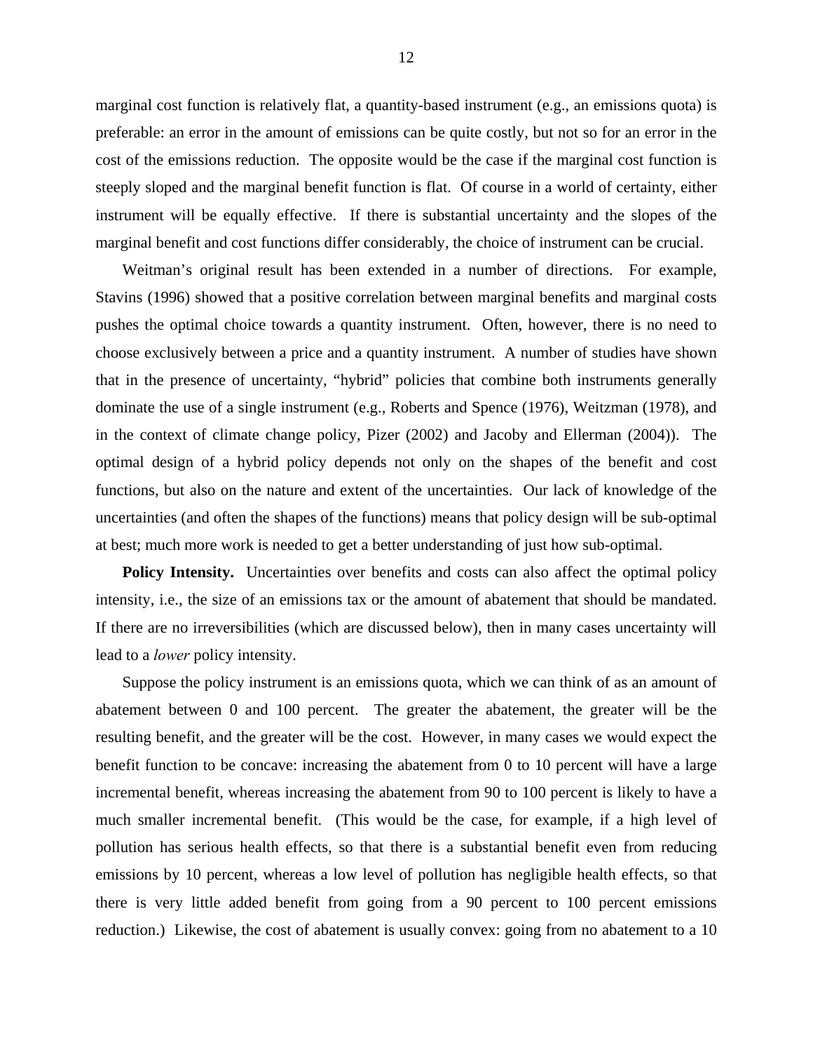marginal cost function is relatively flat, a quantity-based instrument (e.g., an emissions quota) is preferable: an error in the amount of emissions can be quite costly, but not so for an error in the cost of the emissions reduction. The opposite would be the case if the marginal cost function is steeply sloped and the marginal benefit function is flat. Of course in a world of certainty, either instrument will be equally effective. If there is substantial uncertainty and the slopes of the marginal benefit and cost functions differ considerably, the choice of instrument can be crucial.

Weitman's original result has been extended in a number of directions. For example, Stavins (1996) showed that a positive correlation between marginal benefits and marginal costs pushes the optimal choice towards a quantity instrument. Often, however, there is no need to choose exclusively between a price and a quantity instrument. A number of studies have shown that in the presence of uncertainty, "hybrid" policies that combine both instruments generally dominate the use of a single instrument (e.g., Roberts and Spence (1976), Weitzman (1978), and in the context of climate change policy, Pizer (2002) and Jacoby and Ellerman (2004)). The optimal design of a hybrid policy depends not only on the shapes of the benefit and cost functions, but also on the nature and extent of the uncertainties. Our lack of knowledge of the uncertainties (and often the shapes of the functions) means that policy design will be sub-optimal at best; much more work is needed to get a better understanding of just how sub-optimal.

**Policy Intensity.** Uncertainties over benefits and costs can also affect the optimal policy intensity, i.e., the size of an emissions tax or the amount of abatement that should be mandated. If there are no irreversibilities (which are discussed below), then in many cases uncertainty will lead to a *lower* policy intensity.

Suppose the policy instrument is an emissions quota, which we can think of as an amount of abatement between 0 and 100 percent. The greater the abatement, the greater will be the resulting benefit, and the greater will be the cost. However, in many cases we would expect the benefit function to be concave: increasing the abatement from 0 to 10 percent will have a large incremental benefit, whereas increasing the abatement from 90 to 100 percent is likely to have a much smaller incremental benefit. (This would be the case, for example, if a high level of pollution has serious health effects, so that there is a substantial benefit even from reducing emissions by 10 percent, whereas a low level of pollution has negligible health effects, so that there is very little added benefit from going from a 90 percent to 100 percent emissions reduction.) Likewise, the cost of abatement is usually convex: going from no abatement to a 10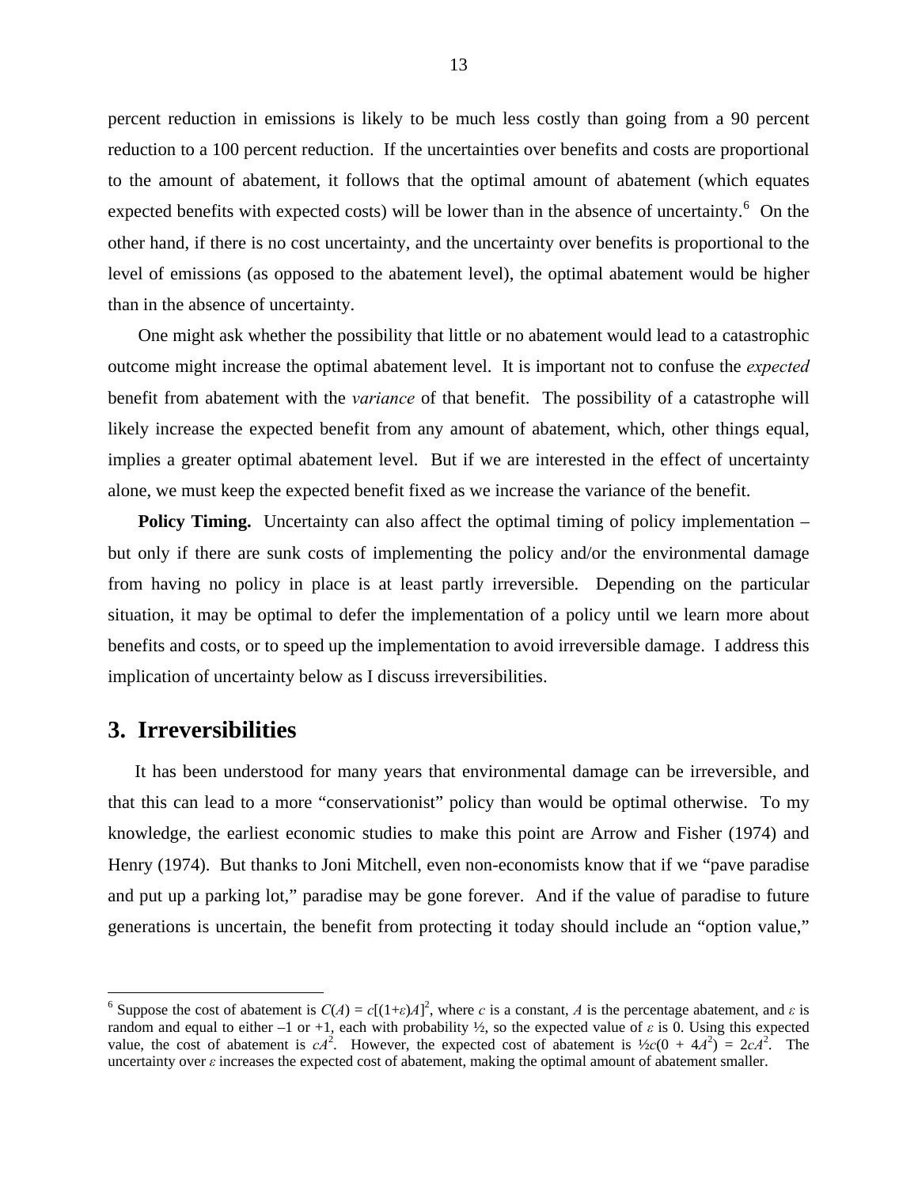percent reduction in emissions is likely to be much less costly than going from a 90 percent reduction to a 100 percent reduction. If the uncertainties over benefits and costs are proportional to the amount of abatement, it follows that the optimal amount of abatement (which equates expected benefits with expected costs) will be lower than in the absence of uncertainty.[6] On the other hand, if there is no cost uncertainty, and the uncertainty over benefits is proportional to the level of emissions (as opposed to the abatement level), the optimal abatement would be higher than in the absence of uncertainty.

One might ask whether the possibility that little or no abatement would lead to a catastrophic outcome might increase the optimal abatement level. It is important not to confuse the *expected* benefit from abatement with the *variance* of that benefit. The possibility of a catastrophe will likely increase the expected benefit from any amount of abatement, which, other things equal, implies a greater optimal abatement level. But if we are interested in the effect of uncertainty alone, we must keep the expected benefit fixed as we increase the variance of the benefit.

**Policy Timing.** Uncertainty can also affect the optimal timing of policy implementation – but only if there are sunk costs of implementing the policy and/or the environmental damage from having no policy in place is at least partly irreversible. Depending on the particular situation, it may be optimal to defer the implementation of a policy until we learn more about benefits and costs, or to speed up the implementation to avoid irreversible damage. I address this implication of uncertainty below as I discuss irreversibilities.

## 3. Irreversibilities

It has been understood for many years that environmental damage can be irreversible, and that this can lead to a more "conservationist" policy than would be optimal otherwise. To my knowledge, the earliest economic studies to make this point are Arrow and Fisher (1974) and Henry (1974). But thanks to Joni Mitchell, even non-economists know that if we "pave paradise and put up a parking lot," paradise may be gone forever. And if the value of paradise to future generations is uncertain, the benefit from protecting it today should include an "option value,"

---

[6] Suppose the cost of abatement is $C(A) = c[(1+\varepsilon)A]^2$, where $c$ is a constant, $A$ is the percentage abatement, and $\varepsilon$ is random and equal to either –1 or +1, each with probability ½, so the expected value of $\varepsilon$ is 0. Using this expected value, the cost of abatement is $cA^2$. However, the expected cost of abatement is $\frac{1}{2}c(0 + 4A^2) = 2cA^2$. The uncertainty over $\varepsilon$ increases the expected cost of abatement, making the optimal amount of abatement smaller.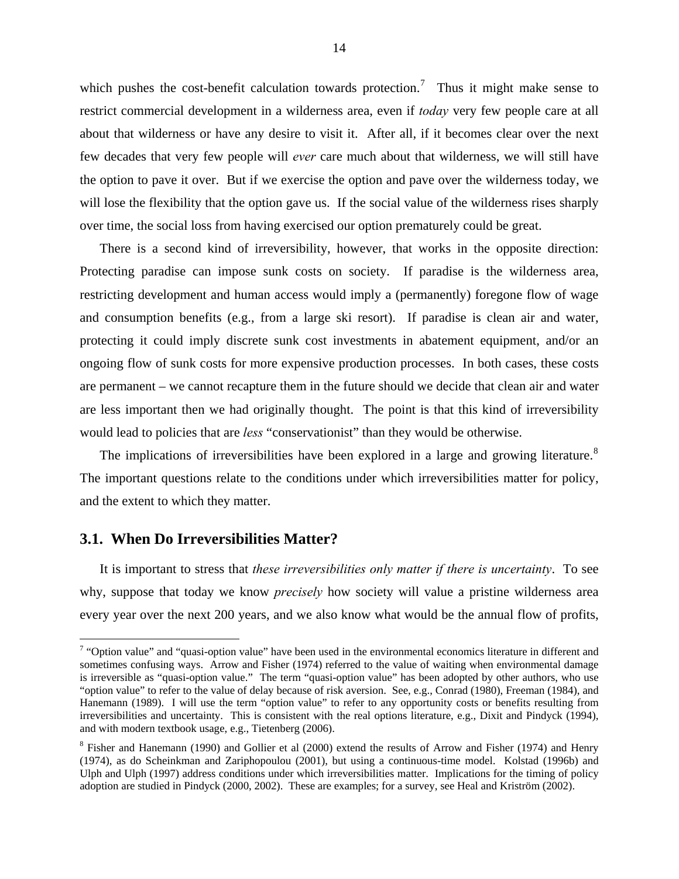which pushes the cost-benefit calculation towards protection.[7] Thus it might make sense to restrict commercial development in a wilderness area, even if *today* very few people care at all about that wilderness or have any desire to visit it. After all, if it becomes clear over the next few decades that very few people will *ever* care much about that wilderness, we will still have the option to pave it over. But if we exercise the option and pave over the wilderness today, we will lose the flexibility that the option gave us. If the social value of the wilderness rises sharply over time, the social loss from having exercised our option prematurely could be great.

There is a second kind of irreversibility, however, that works in the opposite direction: Protecting paradise can impose sunk costs on society. If paradise is the wilderness area, restricting development and human access would imply a (permanently) foregone flow of wage and consumption benefits (e.g., from a large ski resort). If paradise is clean air and water, protecting it could imply discrete sunk cost investments in abatement equipment, and/or an ongoing flow of sunk costs for more expensive production processes. In both cases, these costs are permanent – we cannot recapture them in the future should we decide that clean air and water are less important then we had originally thought. The point is that this kind of irreversibility would lead to policies that are *less* "conservationist" than they would be otherwise.

The implications of irreversibilities have been explored in a large and growing literature.[8] The important questions relate to the conditions under which irreversibilities matter for policy, and the extent to which they matter.

## 3.1. When Do Irreversibilities Matter?

It is important to stress that *these irreversibilities only matter if there is uncertainty*. To see why, suppose that today we know *precisely* how society will value a pristine wilderness area every year over the next 200 years, and we also know what would be the annual flow of profits,

---

[7] "Option value" and "quasi-option value" have been used in the environmental economics literature in different and sometimes confusing ways. Arrow and Fisher (1974) referred to the value of waiting when environmental damage is irreversible as "quasi-option value." The term "quasi-option value" has been adopted by other authors, who use "option value" to refer to the value of delay because of risk aversion. See, e.g., Conrad (1980), Freeman (1984), and Hanemann (1989). I will use the term "option value" to refer to any opportunity costs or benefits resulting from irreversibilities and uncertainty. This is consistent with the real options literature, e.g., Dixit and Pindyck (1994), and with modern textbook usage, e.g., Tietenberg (2006).

[8] Fisher and Hanemann (1990) and Gollier et al (2000) extend the results of Arrow and Fisher (1974) and Henry (1974), as do Scheinkman and Zariphopoulou (2001), but using a continuous-time model. Kolstad (1996b) and Ulph and Ulph (1997) address conditions under which irreversibilities matter. Implications for the timing of policy adoption are studied in Pindyck (2000, 2002). These are examples; for a survey, see Heal and Kriström (2002).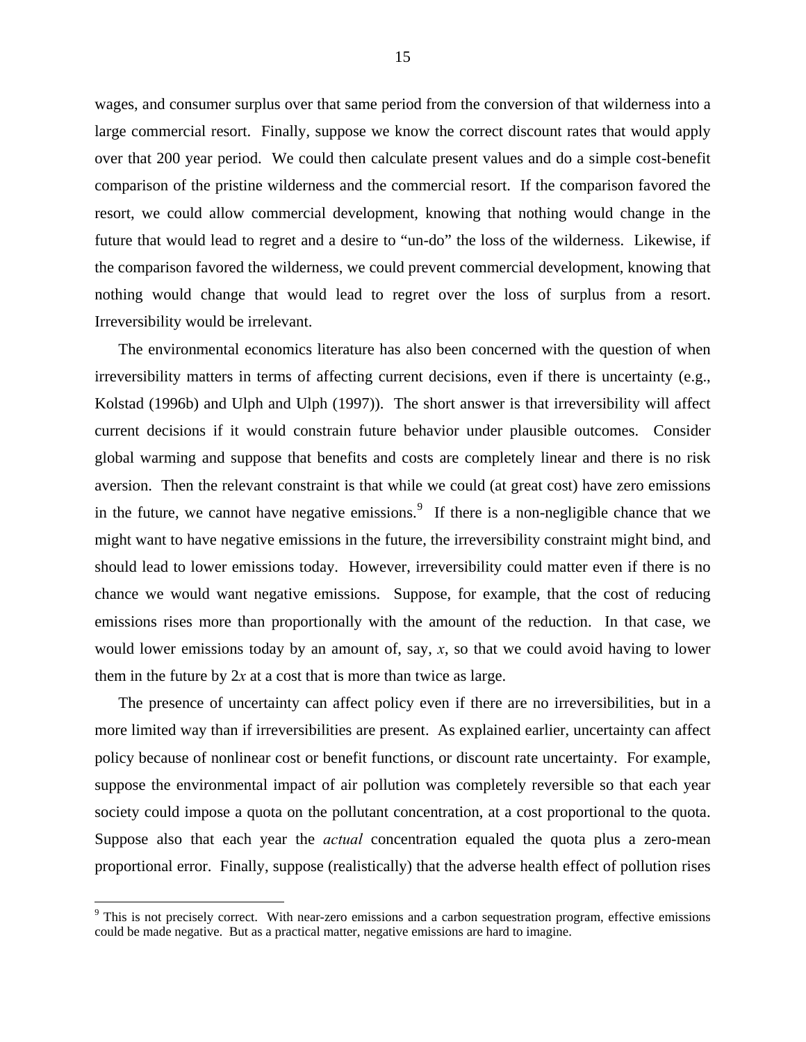wages, and consumer surplus over that same period from the conversion of that wilderness into a large commercial resort. Finally, suppose we know the correct discount rates that would apply over that 200 year period. We could then calculate present values and do a simple cost-benefit comparison of the pristine wilderness and the commercial resort. If the comparison favored the resort, we could allow commercial development, knowing that nothing would change in the future that would lead to regret and a desire to "un-do" the loss of the wilderness. Likewise, if the comparison favored the wilderness, we could prevent commercial development, knowing that nothing would change that would lead to regret over the loss of surplus from a resort. Irreversibility would be irrelevant.

The environmental economics literature has also been concerned with the question of when irreversibility matters in terms of affecting current decisions, even if there is uncertainty (e.g., Kolstad (1996b) and Ulph and Ulph (1997)). The short answer is that irreversibility will affect current decisions if it would constrain future behavior under plausible outcomes. Consider global warming and suppose that benefits and costs are completely linear and there is no risk aversion. Then the relevant constraint is that while we could (at great cost) have zero emissions in the future, we cannot have negative emissions.[9] If there is a non-negligible chance that we might want to have negative emissions in the future, the irreversibility constraint might bind, and should lead to lower emissions today. However, irreversibility could matter even if there is no chance we would want negative emissions. Suppose, for example, that the cost of reducing emissions rises more than proportionally with the amount of the reduction. In that case, we would lower emissions today by an amount of, say, $x$, so that we could avoid having to lower them in the future by $2x$ at a cost that is more than twice as large.

The presence of uncertainty can affect policy even if there are no irreversibilities, but in a more limited way than if irreversibilities are present. As explained earlier, uncertainty can affect policy because of nonlinear cost or benefit functions, or discount rate uncertainty. For example, suppose the environmental impact of air pollution was completely reversible so that each year society could impose a quota on the pollutant concentration, at a cost proportional to the quota. Suppose also that each year the *actual* concentration equaled the quota plus a zero-mean proportional error. Finally, suppose (realistically) that the adverse health effect of pollution rises

[9] This is not precisely correct. With near-zero emissions and a carbon sequestration program, effective emissions could be made negative. But as a practical matter, negative emissions are hard to imagine.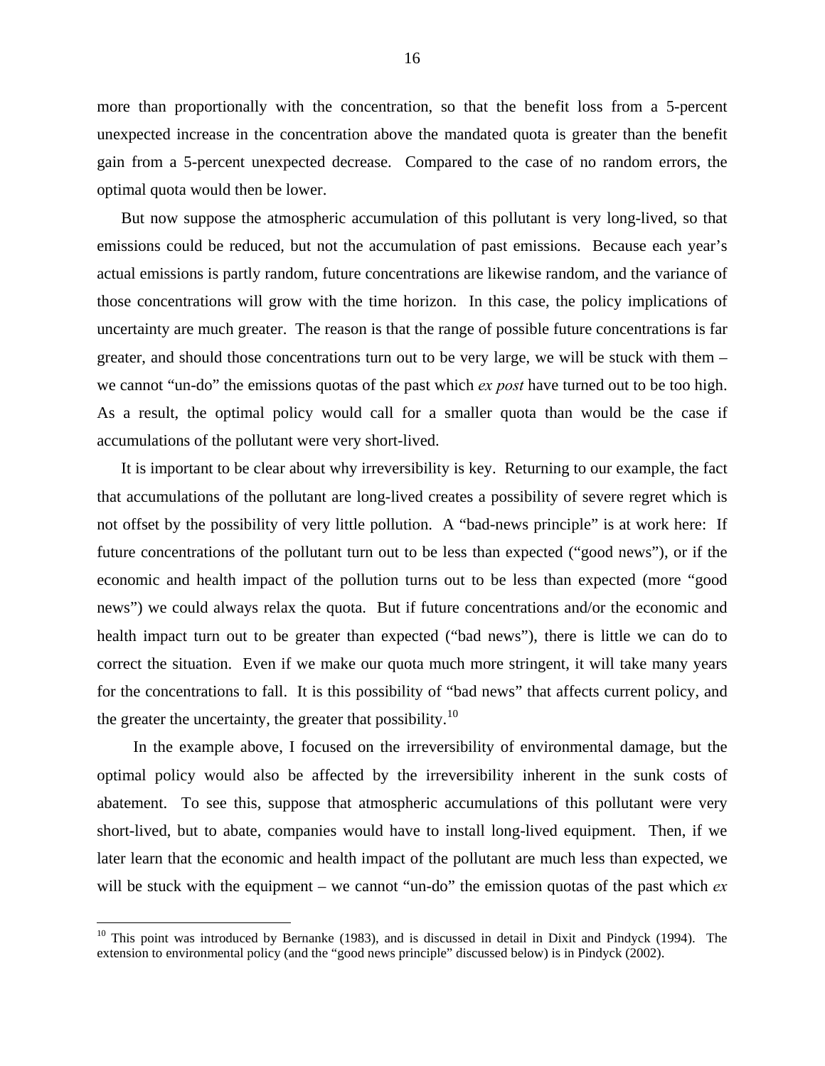more than proportionally with the concentration, so that the benefit loss from a 5-percent unexpected increase in the concentration above the mandated quota is greater than the benefit gain from a 5-percent unexpected decrease. Compared to the case of no random errors, the optimal quota would then be lower.

But now suppose the atmospheric accumulation of this pollutant is very long-lived, so that emissions could be reduced, but not the accumulation of past emissions. Because each year's actual emissions is partly random, future concentrations are likewise random, and the variance of those concentrations will grow with the time horizon. In this case, the policy implications of uncertainty are much greater. The reason is that the range of possible future concentrations is far greater, and should those concentrations turn out to be very large, we will be stuck with them – we cannot "un-do" the emissions quotas of the past which *ex post* have turned out to be too high. As a result, the optimal policy would call for a smaller quota than would be the case if accumulations of the pollutant were very short-lived.

It is important to be clear about why irreversibility is key. Returning to our example, the fact that accumulations of the pollutant are long-lived creates a possibility of severe regret which is not offset by the possibility of very little pollution. A "bad-news principle" is at work here: If future concentrations of the pollutant turn out to be less than expected ("good news"), or if the economic and health impact of the pollution turns out to be less than expected (more "good news") we could always relax the quota. But if future concentrations and/or the economic and health impact turn out to be greater than expected ("bad news"), there is little we can do to correct the situation. Even if we make our quota much more stringent, it will take many years for the concentrations to fall. It is this possibility of "bad news" that affects current policy, and the greater the uncertainty, the greater that possibility.[10]

In the example above, I focused on the irreversibility of environmental damage, but the optimal policy would also be affected by the irreversibility inherent in the sunk costs of abatement. To see this, suppose that atmospheric accumulations of this pollutant were very short-lived, but to abate, companies would have to install long-lived equipment. Then, if we later learn that the economic and health impact of the pollutant are much less than expected, we will be stuck with the equipment – we cannot "un-do" the emission quotas of the past which *ex*

[10] This point was introduced by Bernanke (1983), and is discussed in detail in Dixit and Pindyck (1994). The extension to environmental policy (and the "good news principle" discussed below) is in Pindyck (2002).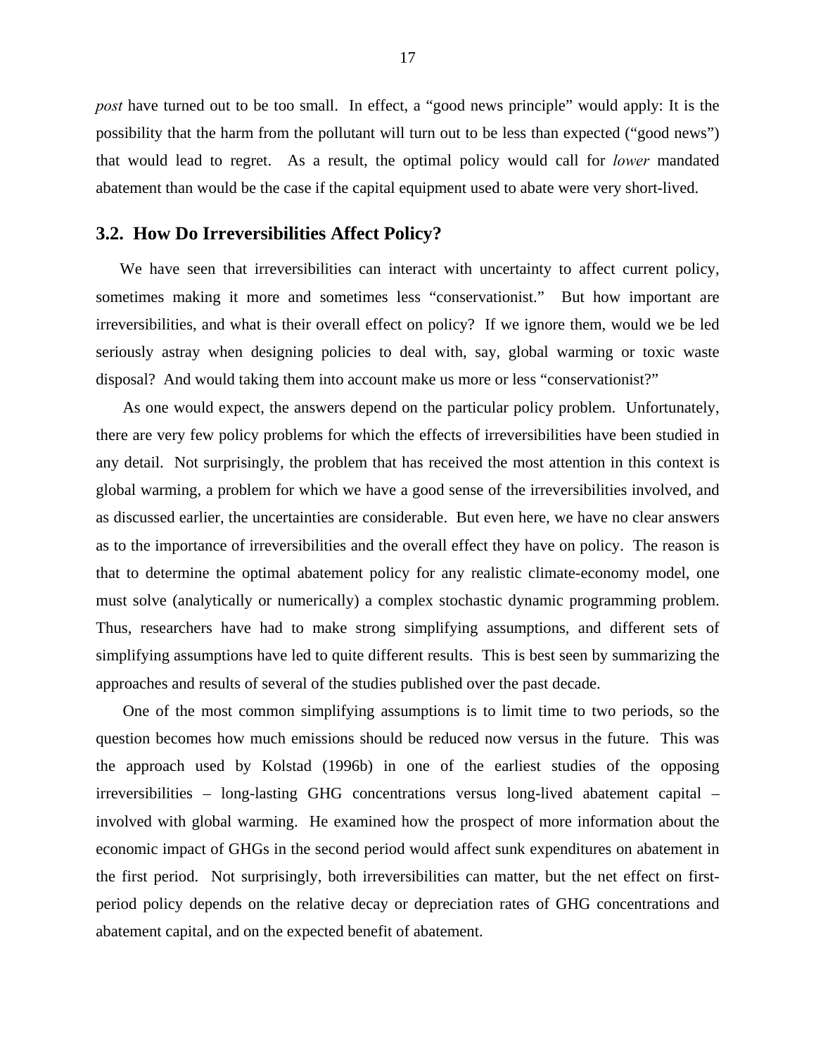*post* have turned out to be too small. In effect, a "good news principle" would apply: It is the possibility that the harm from the pollutant will turn out to be less than expected ("good news") that would lead to regret. As a result, the optimal policy would call for *lower* mandated abatement than would be the case if the capital equipment used to abate were very short-lived.

## 3.2. How Do Irreversibilities Affect Policy?

We have seen that irreversibilities can interact with uncertainty to affect current policy, sometimes making it more and sometimes less "conservationist." But how important are irreversibilities, and what is their overall effect on policy? If we ignore them, would we be led seriously astray when designing policies to deal with, say, global warming or toxic waste disposal? And would taking them into account make us more or less "conservationist?"

As one would expect, the answers depend on the particular policy problem. Unfortunately, there are very few policy problems for which the effects of irreversibilities have been studied in any detail. Not surprisingly, the problem that has received the most attention in this context is global warming, a problem for which we have a good sense of the irreversibilities involved, and as discussed earlier, the uncertainties are considerable. But even here, we have no clear answers as to the importance of irreversibilities and the overall effect they have on policy. The reason is that to determine the optimal abatement policy for any realistic climate-economy model, one must solve (analytically or numerically) a complex stochastic dynamic programming problem. Thus, researchers have had to make strong simplifying assumptions, and different sets of simplifying assumptions have led to quite different results. This is best seen by summarizing the approaches and results of several of the studies published over the past decade.

One of the most common simplifying assumptions is to limit time to two periods, so the question becomes how much emissions should be reduced now versus in the future. This was the approach used by Kolstad (1996b) in one of the earliest studies of the opposing irreversibilities – long-lasting GHG concentrations versus long-lived abatement capital – involved with global warming. He examined how the prospect of more information about the economic impact of GHGs in the second period would affect sunk expenditures on abatement in the first period. Not surprisingly, both irreversibilities can matter, but the net effect on first-period policy depends on the relative decay or depreciation rates of GHG concentrations and abatement capital, and on the expected benefit of abatement.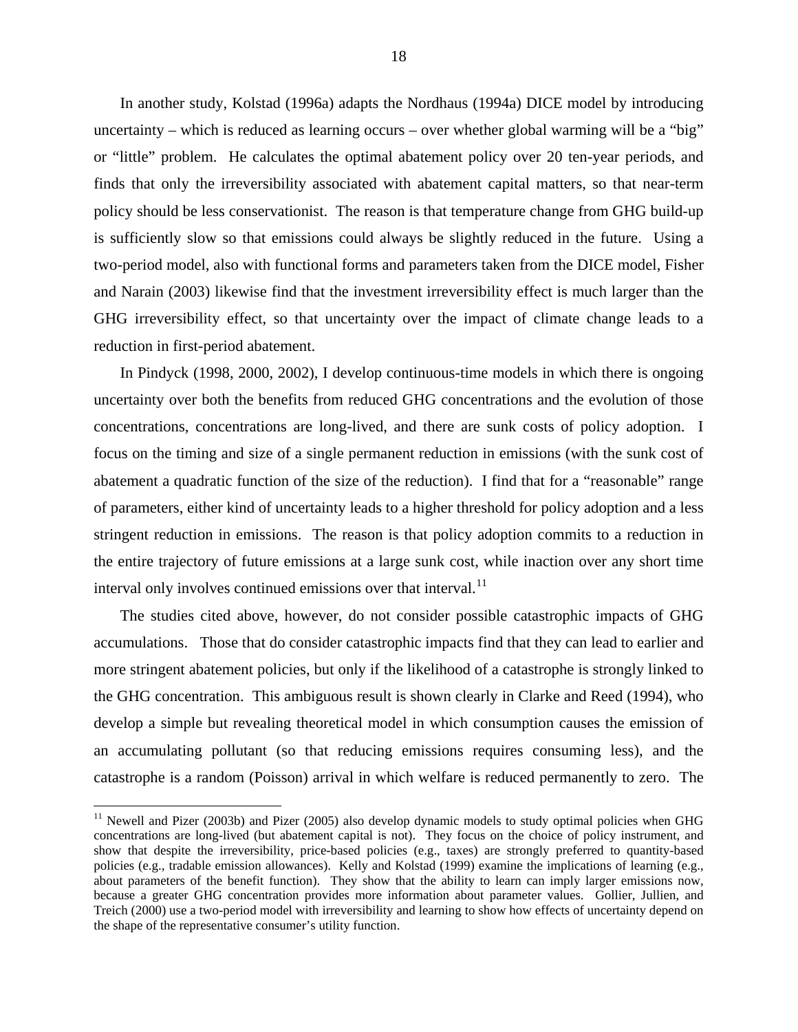In another study, Kolstad (1996a) adapts the Nordhaus (1994a) DICE model by introducing uncertainty – which is reduced as learning occurs – over whether global warming will be a "big" or "little" problem. He calculates the optimal abatement policy over 20 ten-year periods, and finds that only the irreversibility associated with abatement capital matters, so that near-term policy should be less conservationist. The reason is that temperature change from GHG build-up is sufficiently slow so that emissions could always be slightly reduced in the future. Using a two-period model, also with functional forms and parameters taken from the DICE model, Fisher and Narain (2003) likewise find that the investment irreversibility effect is much larger than the GHG irreversibility effect, so that uncertainty over the impact of climate change leads to a reduction in first-period abatement.

In Pindyck (1998, 2000, 2002), I develop continuous-time models in which there is ongoing uncertainty over both the benefits from reduced GHG concentrations and the evolution of those concentrations, concentrations are long-lived, and there are sunk costs of policy adoption. I focus on the timing and size of a single permanent reduction in emissions (with the sunk cost of abatement a quadratic function of the size of the reduction). I find that for a "reasonable" range of parameters, either kind of uncertainty leads to a higher threshold for policy adoption and a less stringent reduction in emissions. The reason is that policy adoption commits to a reduction in the entire trajectory of future emissions at a large sunk cost, while inaction over any short time interval only involves continued emissions over that interval.[11]

The studies cited above, however, do not consider possible catastrophic impacts of GHG accumulations. Those that do consider catastrophic impacts find that they can lead to earlier and more stringent abatement policies, but only if the likelihood of a catastrophe is strongly linked to the GHG concentration. This ambiguous result is shown clearly in Clarke and Reed (1994), who develop a simple but revealing theoretical model in which consumption causes the emission of an accumulating pollutant (so that reducing emissions requires consuming less), and the catastrophe is a random (Poisson) arrival in which welfare is reduced permanently to zero. The

[11] Newell and Pizer (2003b) and Pizer (2005) also develop dynamic models to study optimal policies when GHG concentrations are long-lived (but abatement capital is not). They focus on the choice of policy instrument, and show that despite the irreversibility, price-based policies (e.g., taxes) are strongly preferred to quantity-based policies (e.g., tradable emission allowances). Kelly and Kolstad (1999) examine the implications of learning (e.g., about parameters of the benefit function). They show that the ability to learn can imply larger emissions now, because a greater GHG concentration provides more information about parameter values. Gollier, Jullien, and Treich (2000) use a two-period model with irreversibility and learning to show how effects of uncertainty depend on the shape of the representative consumer's utility function.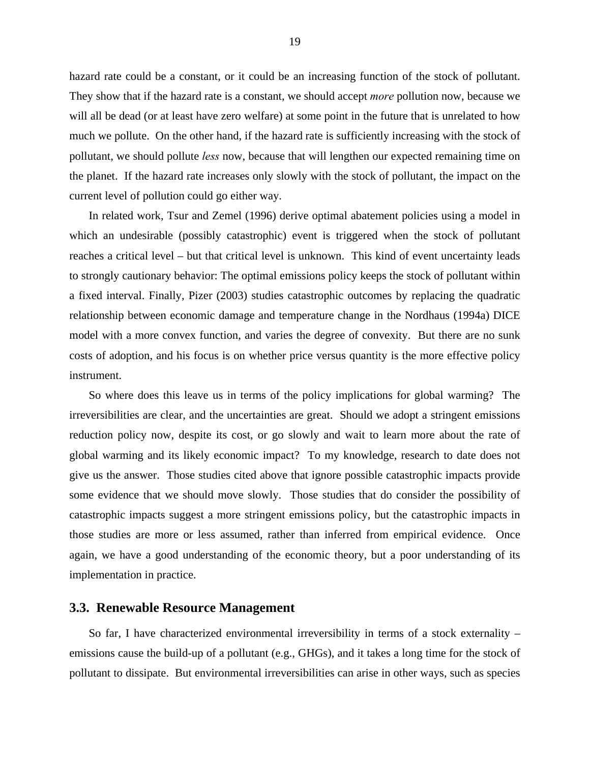hazard rate could be a constant, or it could be an increasing function of the stock of pollutant. They show that if the hazard rate is a constant, we should accept *more* pollution now, because we will all be dead (or at least have zero welfare) at some point in the future that is unrelated to how much we pollute. On the other hand, if the hazard rate is sufficiently increasing with the stock of pollutant, we should pollute *less* now, because that will lengthen our expected remaining time on the planet. If the hazard rate increases only slowly with the stock of pollutant, the impact on the current level of pollution could go either way.

In related work, Tsur and Zemel (1996) derive optimal abatement policies using a model in which an undesirable (possibly catastrophic) event is triggered when the stock of pollutant reaches a critical level – but that critical level is unknown. This kind of event uncertainty leads to strongly cautionary behavior: The optimal emissions policy keeps the stock of pollutant within a fixed interval. Finally, Pizer (2003) studies catastrophic outcomes by replacing the quadratic relationship between economic damage and temperature change in the Nordhaus (1994a) DICE model with a more convex function, and varies the degree of convexity. But there are no sunk costs of adoption, and his focus is on whether price versus quantity is the more effective policy instrument.

So where does this leave us in terms of the policy implications for global warming? The irreversibilities are clear, and the uncertainties are great. Should we adopt a stringent emissions reduction policy now, despite its cost, or go slowly and wait to learn more about the rate of global warming and its likely economic impact? To my knowledge, research to date does not give us the answer. Those studies cited above that ignore possible catastrophic impacts provide some evidence that we should move slowly. Those studies that do consider the possibility of catastrophic impacts suggest a more stringent emissions policy, but the catastrophic impacts in those studies are more or less assumed, rather than inferred from empirical evidence. Once again, we have a good understanding of the economic theory, but a poor understanding of its implementation in practice.

### 3.3. Renewable Resource Management

So far, I have characterized environmental irreversibility in terms of a stock externality – emissions cause the build-up of a pollutant (e.g., GHGs), and it takes a long time for the stock of pollutant to dissipate. But environmental irreversibilities can arise in other ways, such as species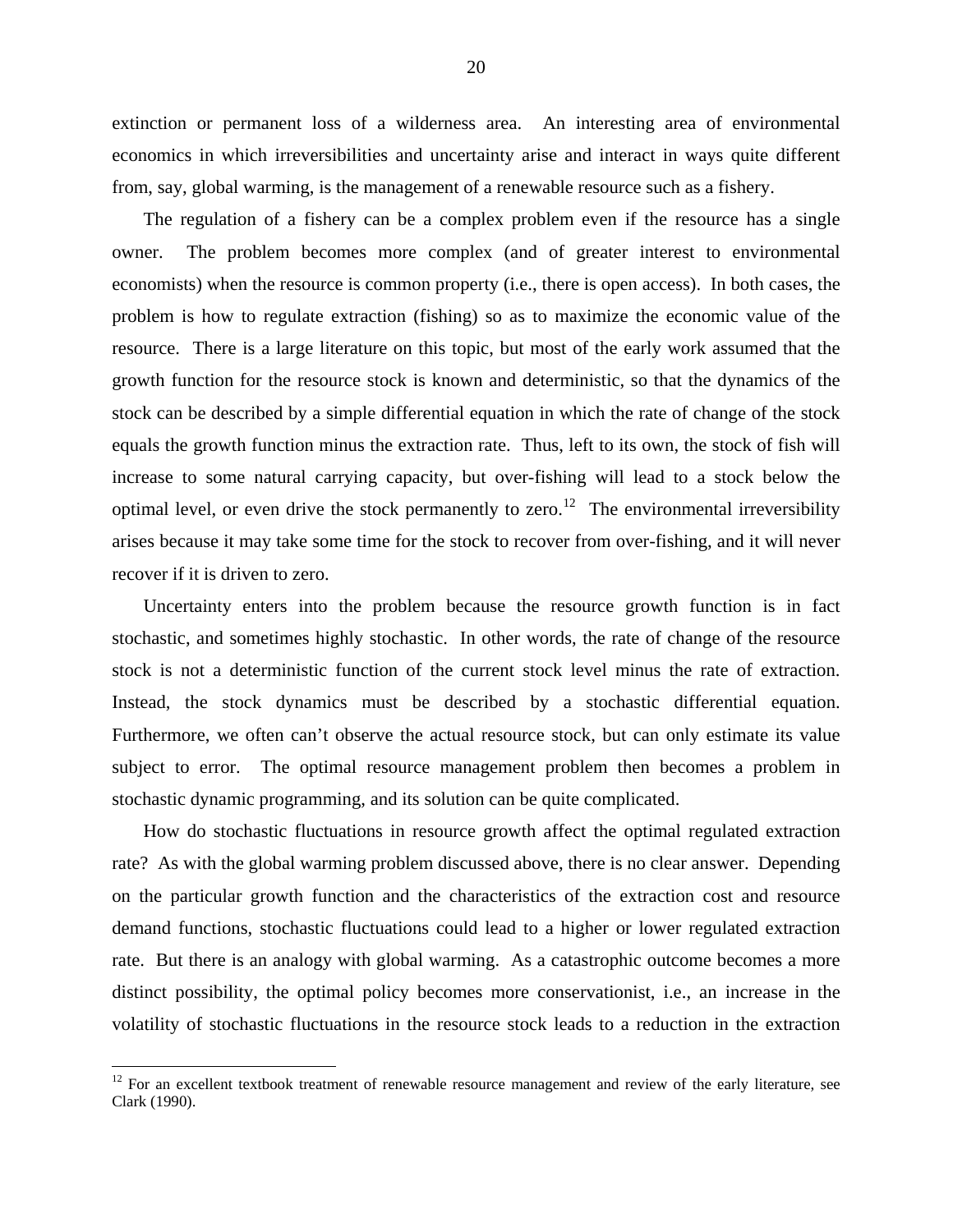extinction or permanent loss of a wilderness area. An interesting area of environmental economics in which irreversibilities and uncertainty arise and interact in ways quite different from, say, global warming, is the management of a renewable resource such as a fishery.

The regulation of a fishery can be a complex problem even if the resource has a single owner. The problem becomes more complex (and of greater interest to environmental economists) when the resource is common property (i.e., there is open access). In both cases, the problem is how to regulate extraction (fishing) so as to maximize the economic value of the resource. There is a large literature on this topic, but most of the early work assumed that the growth function for the resource stock is known and deterministic, so that the dynamics of the stock can be described by a simple differential equation in which the rate of change of the stock equals the growth function minus the extraction rate. Thus, left to its own, the stock of fish will increase to some natural carrying capacity, but over-fishing will lead to a stock below the optimal level, or even drive the stock permanently to zero.[12] The environmental irreversibility arises because it may take some time for the stock to recover from over-fishing, and it will never recover if it is driven to zero.

Uncertainty enters into the problem because the resource growth function is in fact stochastic, and sometimes highly stochastic. In other words, the rate of change of the resource stock is not a deterministic function of the current stock level minus the rate of extraction. Instead, the stock dynamics must be described by a stochastic differential equation. Furthermore, we often can't observe the actual resource stock, but can only estimate its value subject to error. The optimal resource management problem then becomes a problem in stochastic dynamic programming, and its solution can be quite complicated.

How do stochastic fluctuations in resource growth affect the optimal regulated extraction rate? As with the global warming problem discussed above, there is no clear answer. Depending on the particular growth function and the characteristics of the extraction cost and resource demand functions, stochastic fluctuations could lead to a higher or lower regulated extraction rate. But there is an analogy with global warming. As a catastrophic outcome becomes a more distinct possibility, the optimal policy becomes more conservationist, i.e., an increase in the volatility of stochastic fluctuations in the resource stock leads to a reduction in the extraction

[12] For an excellent textbook treatment of renewable resource management and review of the early literature, see Clark (1990).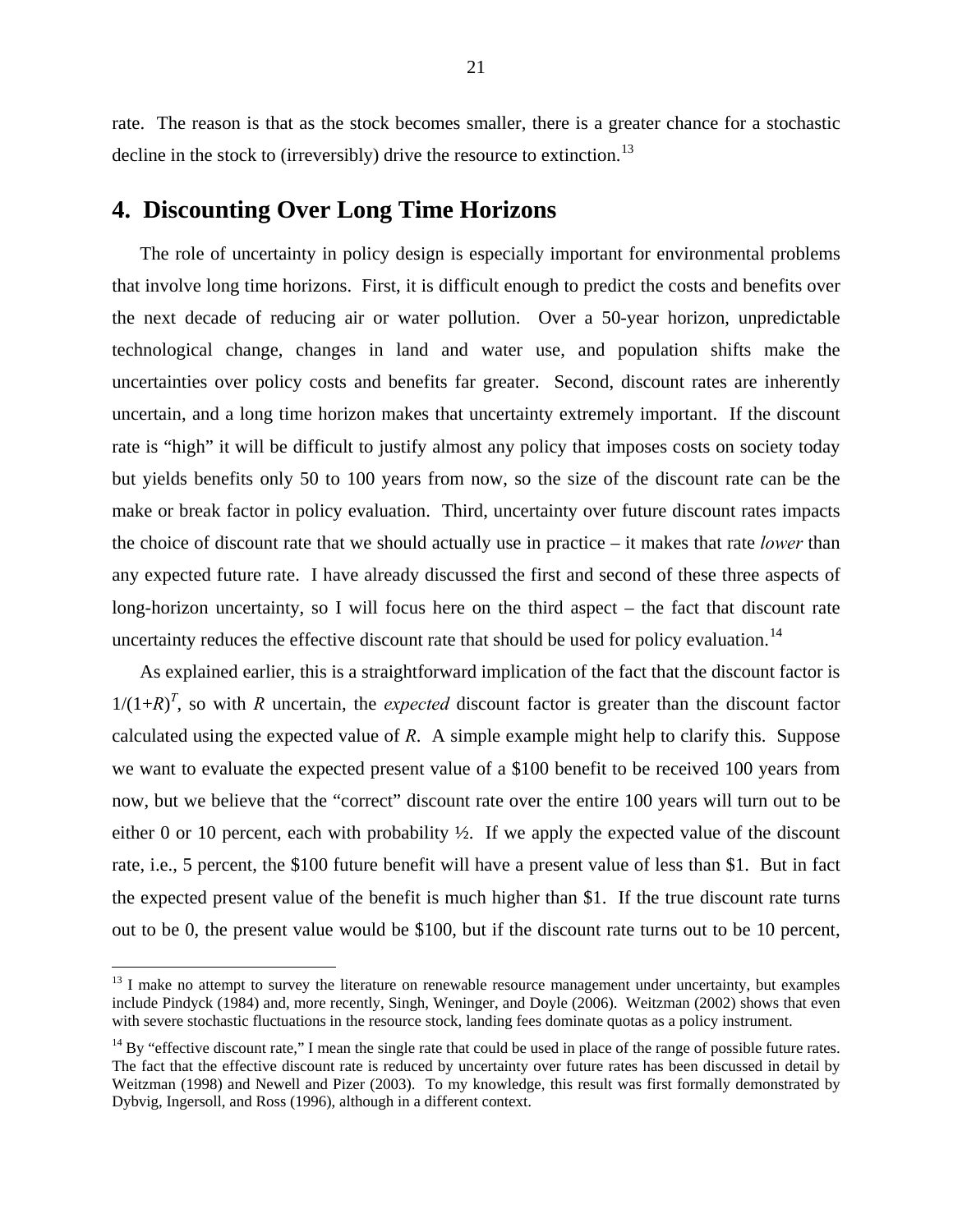rate. The reason is that as the stock becomes smaller, there is a greater chance for a stochastic decline in the stock to (irreversibly) drive the resource to extinction.[13]

## 4. Discounting Over Long Time Horizons

The role of uncertainty in policy design is especially important for environmental problems that involve long time horizons. First, it is difficult enough to predict the costs and benefits over the next decade of reducing air or water pollution. Over a 50-year horizon, unpredictable technological change, changes in land and water use, and population shifts make the uncertainties over policy costs and benefits far greater. Second, discount rates are inherently uncertain, and a long time horizon makes that uncertainty extremely important. If the discount rate is "high" it will be difficult to justify almost any policy that imposes costs on society today but yields benefits only 50 to 100 years from now, so the size of the discount rate can be the make or break factor in policy evaluation. Third, uncertainty over future discount rates impacts the choice of discount rate that we should actually use in practice – it makes that rate *lower* than any expected future rate. I have already discussed the first and second of these three aspects of long-horizon uncertainty, so I will focus here on the third aspect – the fact that discount rate uncertainty reduces the effective discount rate that should be used for policy evaluation.[14]

As explained earlier, this is a straightforward implication of the fact that the discount factor is $1/(1+R)^T$, so with $R$ uncertain, the *expected* discount factor is greater than the discount factor calculated using the expected value of $R$. A simple example might help to clarify this. Suppose we want to evaluate the expected present value of a \$100 benefit to be received 100 years from now, but we believe that the "correct" discount rate over the entire 100 years will turn out to be either 0 or 10 percent, each with probability ½. If we apply the expected value of the discount rate, i.e., 5 percent, the \$100 future benefit will have a present value of less than \$1. But in fact the expected present value of the benefit is much higher than \$1. If the true discount rate turns out to be 0, the present value would be \$100, but if the discount rate turns out to be 10 percent,

[13] I make no attempt to survey the literature on renewable resource management under uncertainty, but examples include Pindyck (1984) and, more recently, Singh, Weninger, and Doyle (2006). Weitzman (2002) shows that even with severe stochastic fluctuations in the resource stock, landing fees dominate quotas as a policy instrument.

[14] By "effective discount rate," I mean the single rate that could be used in place of the range of possible future rates. The fact that the effective discount rate is reduced by uncertainty over future rates has been discussed in detail by Weitzman (1998) and Newell and Pizer (2003). To my knowledge, this result was first formally demonstrated by Dybvig, Ingersoll, and Ross (1996), although in a different context.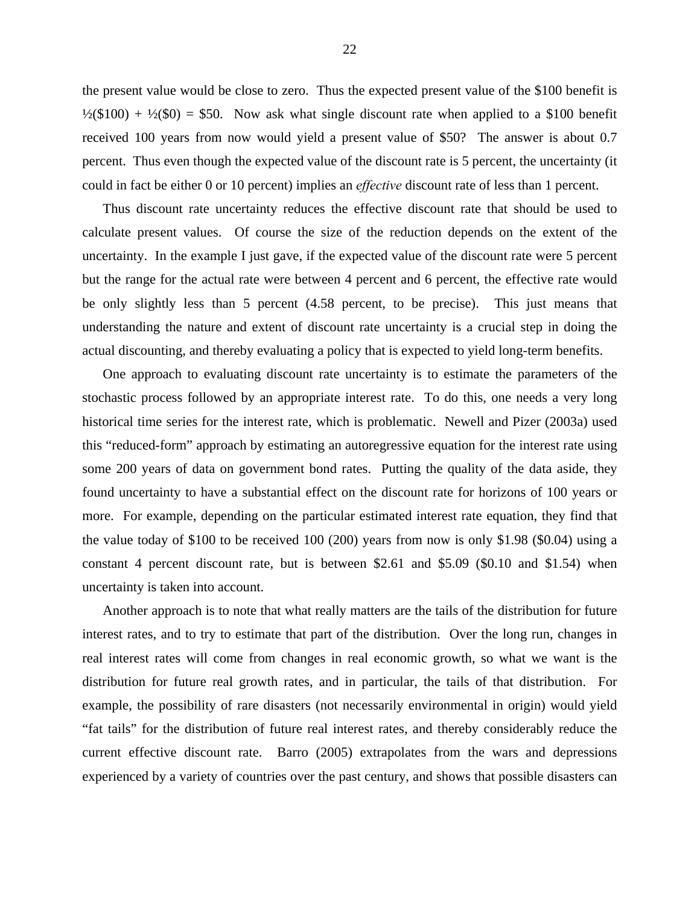the present value would be close to zero. Thus the expected present value of the $100 benefit is ½($100) + ½($0) = $50. Now ask what single discount rate when applied to a $100 benefit received 100 years from now would yield a present value of $50? The answer is about 0.7 percent. Thus even though the expected value of the discount rate is 5 percent, the uncertainty (it could in fact be either 0 or 10 percent) implies an *effective* discount rate of less than 1 percent.

Thus discount rate uncertainty reduces the effective discount rate that should be used to calculate present values. Of course the size of the reduction depends on the extent of the uncertainty. In the example I just gave, if the expected value of the discount rate were 5 percent but the range for the actual rate were between 4 percent and 6 percent, the effective rate would be only slightly less than 5 percent (4.58 percent, to be precise). This just means that understanding the nature and extent of discount rate uncertainty is a crucial step in doing the actual discounting, and thereby evaluating a policy that is expected to yield long-term benefits.

One approach to evaluating discount rate uncertainty is to estimate the parameters of the stochastic process followed by an appropriate interest rate. To do this, one needs a very long historical time series for the interest rate, which is problematic. Newell and Pizer (2003a) used this "reduced-form" approach by estimating an autoregressive equation for the interest rate using some 200 years of data on government bond rates. Putting the quality of the data aside, they found uncertainty to have a substantial effect on the discount rate for horizons of 100 years or more. For example, depending on the particular estimated interest rate equation, they find that the value today of $100 to be received 100 (200) years from now is only $1.98 ($0.04) using a constant 4 percent discount rate, but is between $2.61 and $5.09 ($0.10 and $1.54) when uncertainty is taken into account.

Another approach is to note that what really matters are the tails of the distribution for future interest rates, and to try to estimate that part of the distribution. Over the long run, changes in real interest rates will come from changes in real economic growth, so what we want is the distribution for future real growth rates, and in particular, the tails of that distribution. For example, the possibility of rare disasters (not necessarily environmental in origin) would yield "fat tails" for the distribution of future real interest rates, and thereby considerably reduce the current effective discount rate. Barro (2005) extrapolates from the wars and depressions experienced by a variety of countries over the past century, and shows that possible disasters can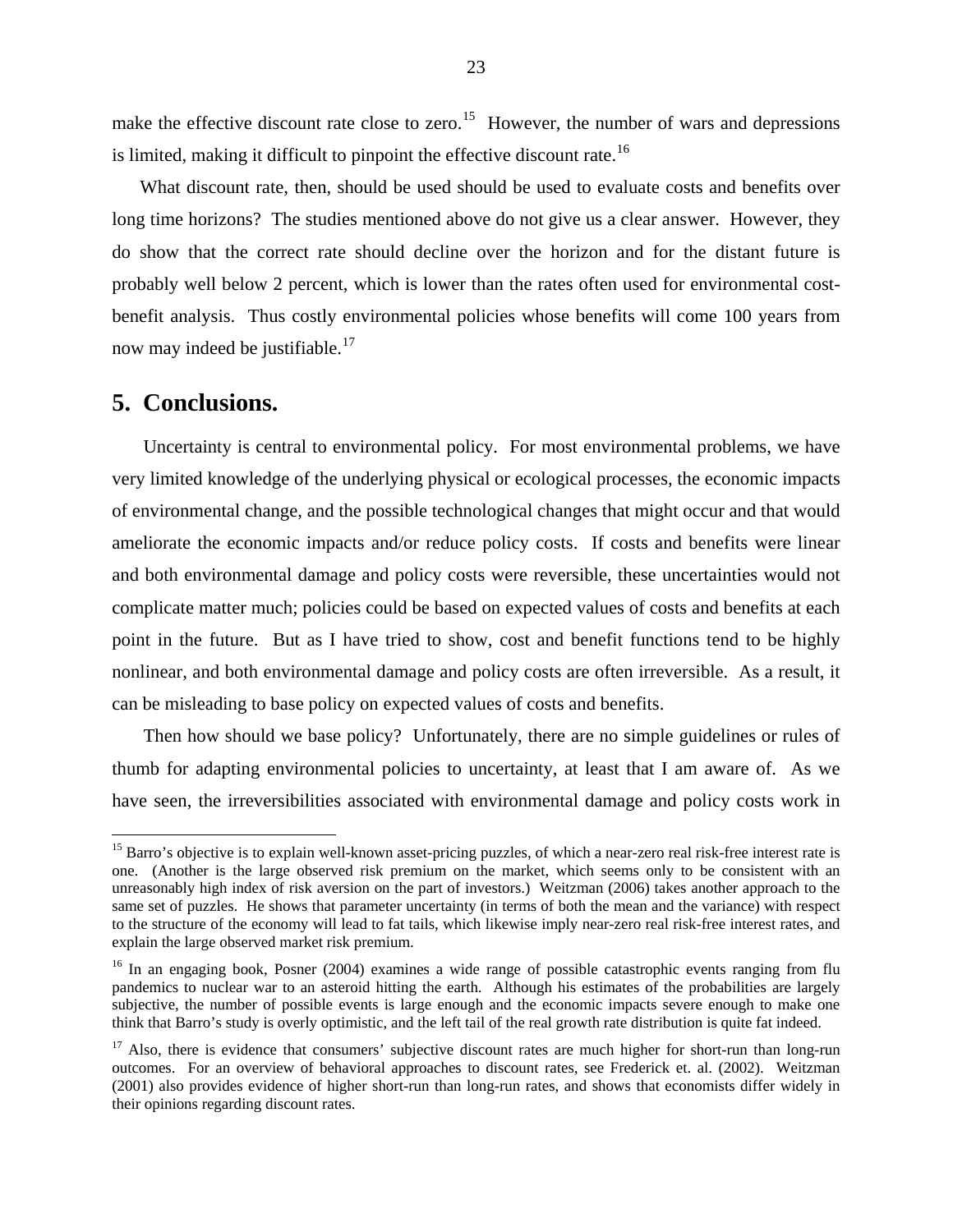make the effective discount rate close to zero.[15] However, the number of wars and depressions is limited, making it difficult to pinpoint the effective discount rate.[16]

What discount rate, then, should be used should be used to evaluate costs and benefits over long time horizons? The studies mentioned above do not give us a clear answer. However, they do show that the correct rate should decline over the horizon and for the distant future is probably well below 2 percent, which is lower than the rates often used for environmental cost-benefit analysis. Thus costly environmental policies whose benefits will come 100 years from now may indeed be justifiable.[17]

## 5. Conclusions.

Uncertainty is central to environmental policy. For most environmental problems, we have very limited knowledge of the underlying physical or ecological processes, the economic impacts of environmental change, and the possible technological changes that might occur and that would ameliorate the economic impacts and/or reduce policy costs. If costs and benefits were linear and both environmental damage and policy costs were reversible, these uncertainties would not complicate matter much; policies could be based on expected values of costs and benefits at each point in the future. But as I have tried to show, cost and benefit functions tend to be highly nonlinear, and both environmental damage and policy costs are often irreversible. As a result, it can be misleading to base policy on expected values of costs and benefits.

Then how should we base policy? Unfortunately, there are no simple guidelines or rules of thumb for adapting environmental policies to uncertainty, at least that I am aware of. As we have seen, the irreversibilities associated with environmental damage and policy costs work in

---

[15] Barro's objective is to explain well-known asset-pricing puzzles, of which a near-zero real risk-free interest rate is one. (Another is the large observed risk premium on the market, which seems only to be consistent with an unreasonably high index of risk aversion on the part of investors.) Weitzman (2006) takes another approach to the same set of puzzles. He shows that parameter uncertainty (in terms of both the mean and the variance) with respect to the structure of the economy will lead to fat tails, which likewise imply near-zero real risk-free interest rates, and explain the large observed market risk premium.

[16] In an engaging book, Posner (2004) examines a wide range of possible catastrophic events ranging from flu pandemics to nuclear war to an asteroid hitting the earth. Although his estimates of the probabilities are largely subjective, the number of possible events is large enough and the economic impacts severe enough to make one think that Barro's study is overly optimistic, and the left tail of the real growth rate distribution is quite fat indeed.

[17] Also, there is evidence that consumers' subjective discount rates are much higher for short-run than long-run outcomes. For an overview of behavioral approaches to discount rates, see Frederick et. al. (2002). Weitzman (2001) also provides evidence of higher short-run than long-run rates, and shows that economists differ widely in their opinions regarding discount rates.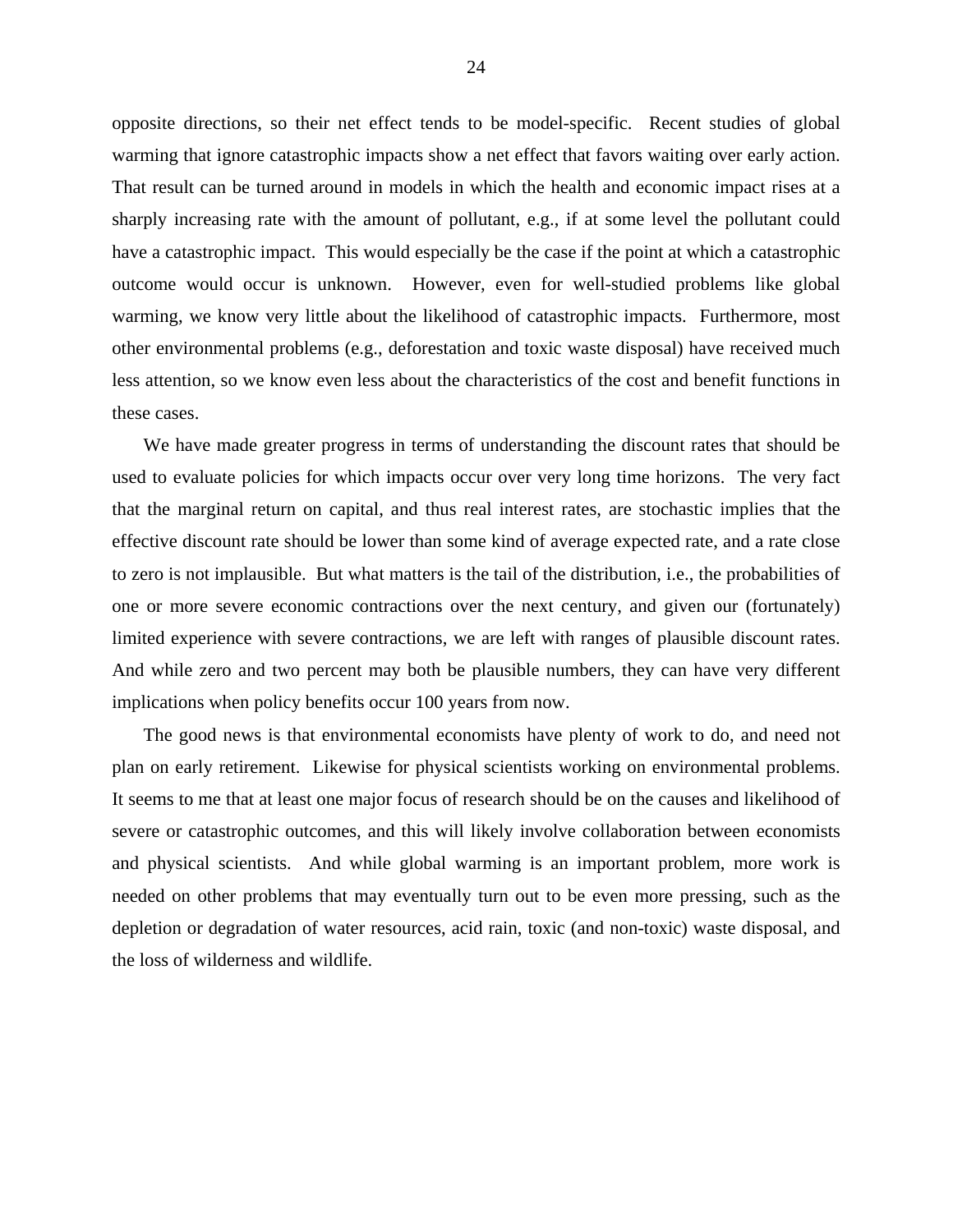opposite directions, so their net effect tends to be model-specific. Recent studies of global warming that ignore catastrophic impacts show a net effect that favors waiting over early action. That result can be turned around in models in which the health and economic impact rises at a sharply increasing rate with the amount of pollutant, e.g., if at some level the pollutant could have a catastrophic impact. This would especially be the case if the point at which a catastrophic outcome would occur is unknown. However, even for well-studied problems like global warming, we know very little about the likelihood of catastrophic impacts. Furthermore, most other environmental problems (e.g., deforestation and toxic waste disposal) have received much less attention, so we know even less about the characteristics of the cost and benefit functions in these cases.

We have made greater progress in terms of understanding the discount rates that should be used to evaluate policies for which impacts occur over very long time horizons. The very fact that the marginal return on capital, and thus real interest rates, are stochastic implies that the effective discount rate should be lower than some kind of average expected rate, and a rate close to zero is not implausible. But what matters is the tail of the distribution, i.e., the probabilities of one or more severe economic contractions over the next century, and given our (fortunately) limited experience with severe contractions, we are left with ranges of plausible discount rates. And while zero and two percent may both be plausible numbers, they can have very different implications when policy benefits occur 100 years from now.

The good news is that environmental economists have plenty of work to do, and need not plan on early retirement. Likewise for physical scientists working on environmental problems. It seems to me that at least one major focus of research should be on the causes and likelihood of severe or catastrophic outcomes, and this will likely involve collaboration between economists and physical scientists. And while global warming is an important problem, more work is needed on other problems that may eventually turn out to be even more pressing, such as the depletion or degradation of water resources, acid rain, toxic (and non-toxic) waste disposal, and the loss of wilderness and wildlife.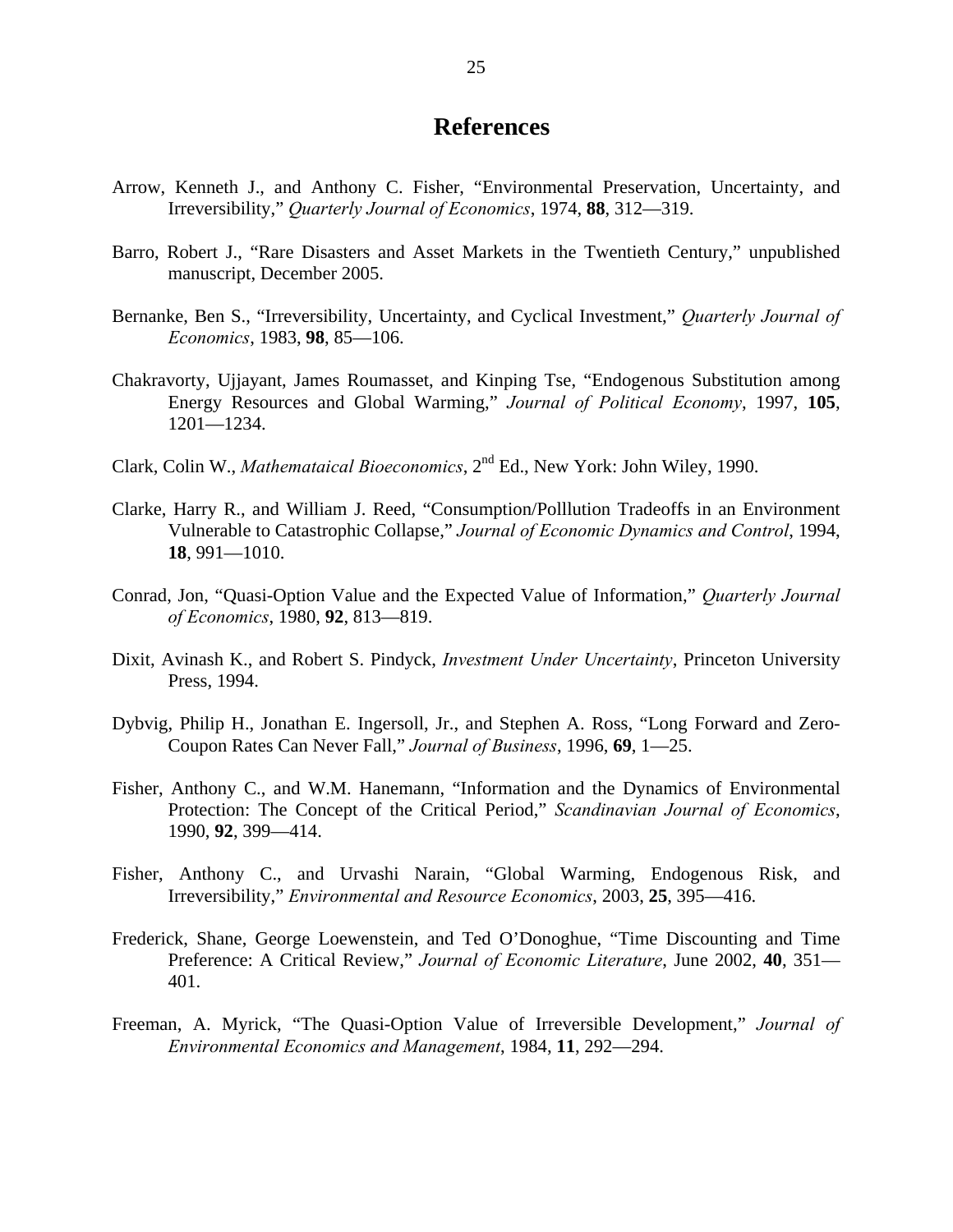# References

Arrow, Kenneth J., and Anthony C. Fisher, "Environmental Preservation, Uncertainty, and Irreversibility," *Quarterly Journal of Economics*, 1974, **88**, 312—319.

Barro, Robert J., "Rare Disasters and Asset Markets in the Twentieth Century," unpublished manuscript, December 2005.

Bernanke, Ben S., "Irreversibility, Uncertainty, and Cyclical Investment," *Quarterly Journal of Economics*, 1983, **98**, 85—106.

Chakravorty, Ujjayant, James Roumasset, and Kinping Tse, "Endogenous Substitution among Energy Resources and Global Warming," *Journal of Political Economy*, 1997, **105**, 1201—1234.

Clark, Colin W., *Mathemataical Bioeconomics*, 2nd Ed., New York: John Wiley, 1990.

Clarke, Harry R., and William J. Reed, "Consumption/Polllution Tradeoffs in an Environment Vulnerable to Catastrophic Collapse," *Journal of Economic Dynamics and Control*, 1994, **18**, 991—1010.

Conrad, Jon, "Quasi-Option Value and the Expected Value of Information," *Quarterly Journal of Economics*, 1980, **92**, 813—819.

Dixit, Avinash K., and Robert S. Pindyck, *Investment Under Uncertainty*, Princeton University Press, 1994.

Dybvig, Philip H., Jonathan E. Ingersoll, Jr., and Stephen A. Ross, "Long Forward and Zero-Coupon Rates Can Never Fall," *Journal of Business*, 1996, **69**, 1—25.

Fisher, Anthony C., and W.M. Hanemann, "Information and the Dynamics of Environmental Protection: The Concept of the Critical Period," *Scandinavian Journal of Economics*, 1990, **92**, 399—414.

Fisher, Anthony C., and Urvashi Narain, "Global Warming, Endogenous Risk, and Irreversibility," *Environmental and Resource Economics*, 2003, **25**, 395—416.

Frederick, Shane, George Loewenstein, and Ted O'Donoghue, "Time Discounting and Time Preference: A Critical Review," *Journal of Economic Literature*, June 2002, **40**, 351—401.

Freeman, A. Myrick, "The Quasi-Option Value of Irreversible Development," *Journal of Environmental Economics and Management*, 1984, **11**, 292—294.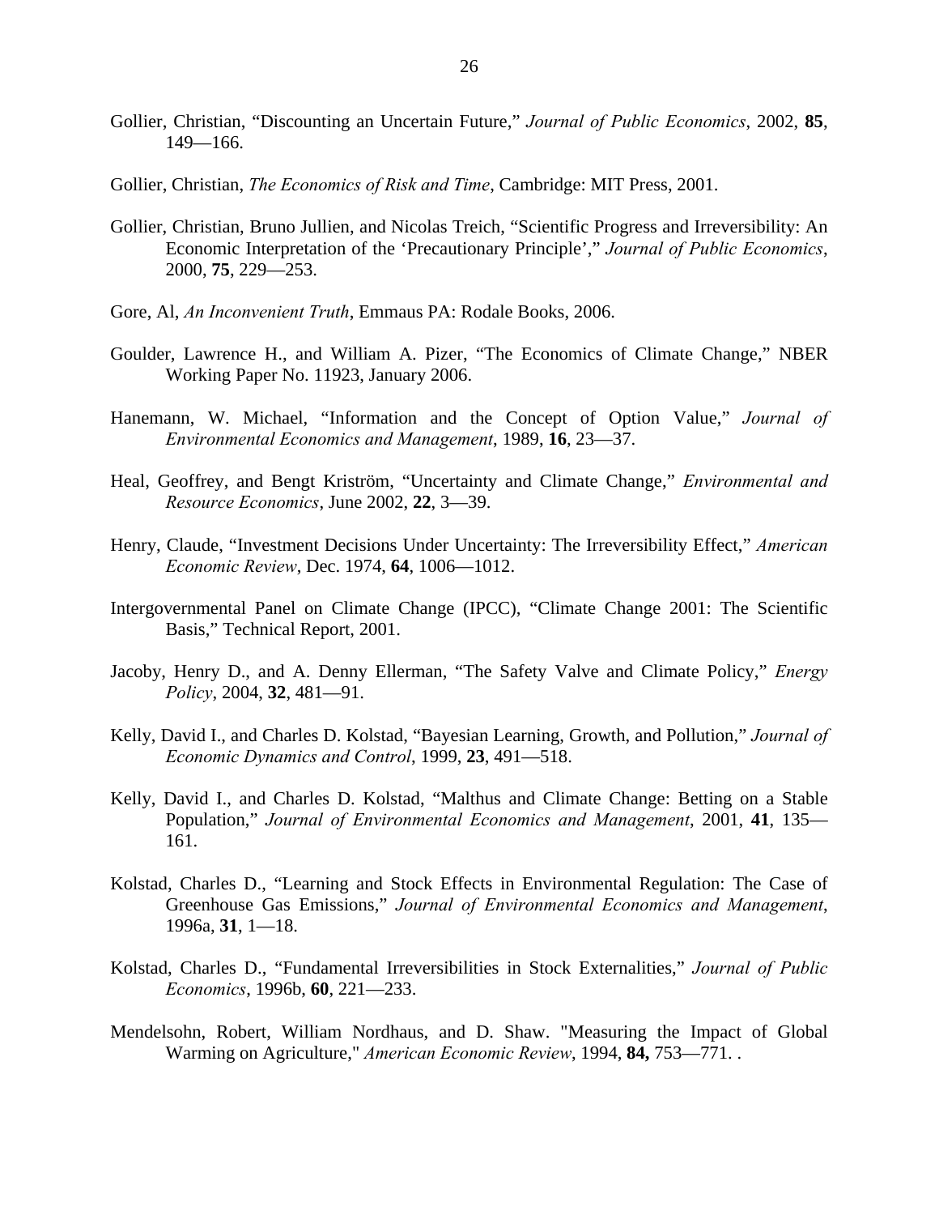Gollier, Christian, "Discounting an Uncertain Future," *Journal of Public Economics*, 2002, **85**, 149—166.

Gollier, Christian, *The Economics of Risk and Time*, Cambridge: MIT Press, 2001.

Gollier, Christian, Bruno Jullien, and Nicolas Treich, "Scientific Progress and Irreversibility: An Economic Interpretation of the 'Precautionary Principle'," *Journal of Public Economics*, 2000, **75**, 229—253.

Gore, Al, *An Inconvenient Truth*, Emmaus PA: Rodale Books, 2006.

Goulder, Lawrence H., and William A. Pizer, "The Economics of Climate Change," NBER Working Paper No. 11923, January 2006.

Hanemann, W. Michael, "Information and the Concept of Option Value," *Journal of Environmental Economics and Management*, 1989, **16**, 23—37.

Heal, Geoffrey, and Bengt Kriström, "Uncertainty and Climate Change," *Environmental and Resource Economics*, June 2002, **22**, 3—39.

Henry, Claude, "Investment Decisions Under Uncertainty: The Irreversibility Effect," *American Economic Review*, Dec. 1974, **64**, 1006—1012.

Intergovernmental Panel on Climate Change (IPCC), "Climate Change 2001: The Scientific Basis," Technical Report, 2001.

Jacoby, Henry D., and A. Denny Ellerman, "The Safety Valve and Climate Policy," *Energy Policy*, 2004, **32**, 481—91.

Kelly, David I., and Charles D. Kolstad, "Bayesian Learning, Growth, and Pollution," *Journal of Economic Dynamics and Control*, 1999, **23**, 491—518.

Kelly, David I., and Charles D. Kolstad, "Malthus and Climate Change: Betting on a Stable Population," *Journal of Environmental Economics and Management*, 2001, **41**, 135—161.

Kolstad, Charles D., "Learning and Stock Effects in Environmental Regulation: The Case of Greenhouse Gas Emissions," *Journal of Environmental Economics and Management*, 1996a, **31**, 1—18.

Kolstad, Charles D., "Fundamental Irreversibilities in Stock Externalities," *Journal of Public Economics*, 1996b, **60**, 221—233.

Mendelsohn, Robert, William Nordhaus, and D. Shaw. "Measuring the Impact of Global Warming on Agriculture," *American Economic Review*, 1994, **84,** 753—771. .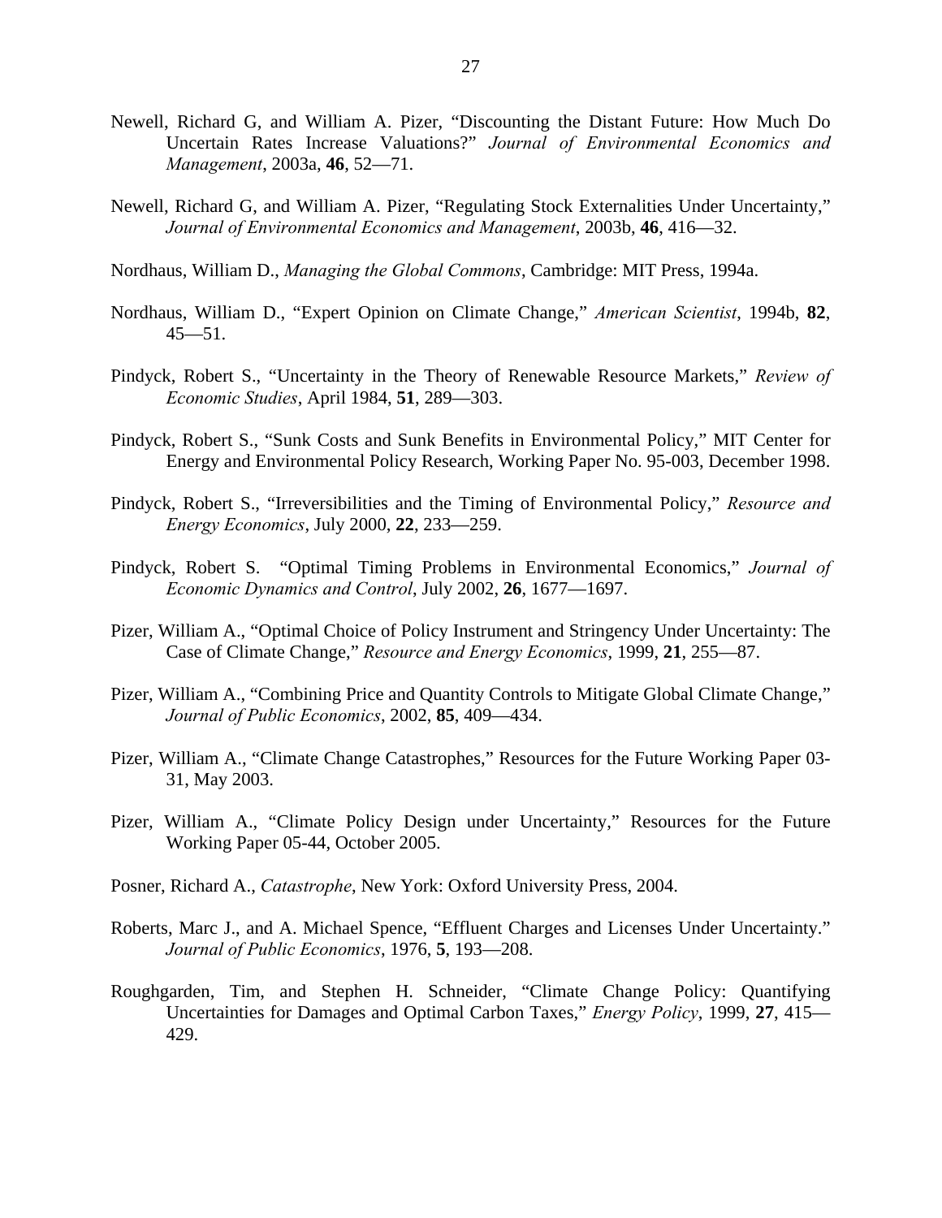Newell, Richard G, and William A. Pizer, "Discounting the Distant Future: How Much Do Uncertain Rates Increase Valuations?" *Journal of Environmental Economics and Management*, 2003a, **46**, 52—71.

Newell, Richard G, and William A. Pizer, "Regulating Stock Externalities Under Uncertainty," *Journal of Environmental Economics and Management*, 2003b, **46**, 416—32.

Nordhaus, William D., *Managing the Global Commons*, Cambridge: MIT Press, 1994a.

Nordhaus, William D., "Expert Opinion on Climate Change," *American Scientist*, 1994b, **82**, 45—51.

Pindyck, Robert S., "Uncertainty in the Theory of Renewable Resource Markets," *Review of Economic Studies*, April 1984, **51**, 289—303.

Pindyck, Robert S., "Sunk Costs and Sunk Benefits in Environmental Policy," MIT Center for Energy and Environmental Policy Research, Working Paper No. 95-003, December 1998.

Pindyck, Robert S., "Irreversibilities and the Timing of Environmental Policy," *Resource and Energy Economics*, July 2000, **22**, 233—259.

Pindyck, Robert S. "Optimal Timing Problems in Environmental Economics," *Journal of Economic Dynamics and Control*, July 2002, **26**, 1677—1697.

Pizer, William A., "Optimal Choice of Policy Instrument and Stringency Under Uncertainty: The Case of Climate Change," *Resource and Energy Economics*, 1999, **21**, 255—87.

Pizer, William A., "Combining Price and Quantity Controls to Mitigate Global Climate Change," *Journal of Public Economics*, 2002, **85**, 409—434.

Pizer, William A., "Climate Change Catastrophes," Resources for the Future Working Paper 03-31, May 2003.

Pizer, William A., "Climate Policy Design under Uncertainty," Resources for the Future Working Paper 05-44, October 2005.

Posner, Richard A., *Catastrophe*, New York: Oxford University Press, 2004.

Roberts, Marc J., and A. Michael Spence, "Effluent Charges and Licenses Under Uncertainty." *Journal of Public Economics*, 1976, **5**, 193—208.

Roughgarden, Tim, and Stephen H. Schneider, "Climate Change Policy: Quantifying Uncertainties for Damages and Optimal Carbon Taxes," *Energy Policy*, 1999, **27**, 415—429.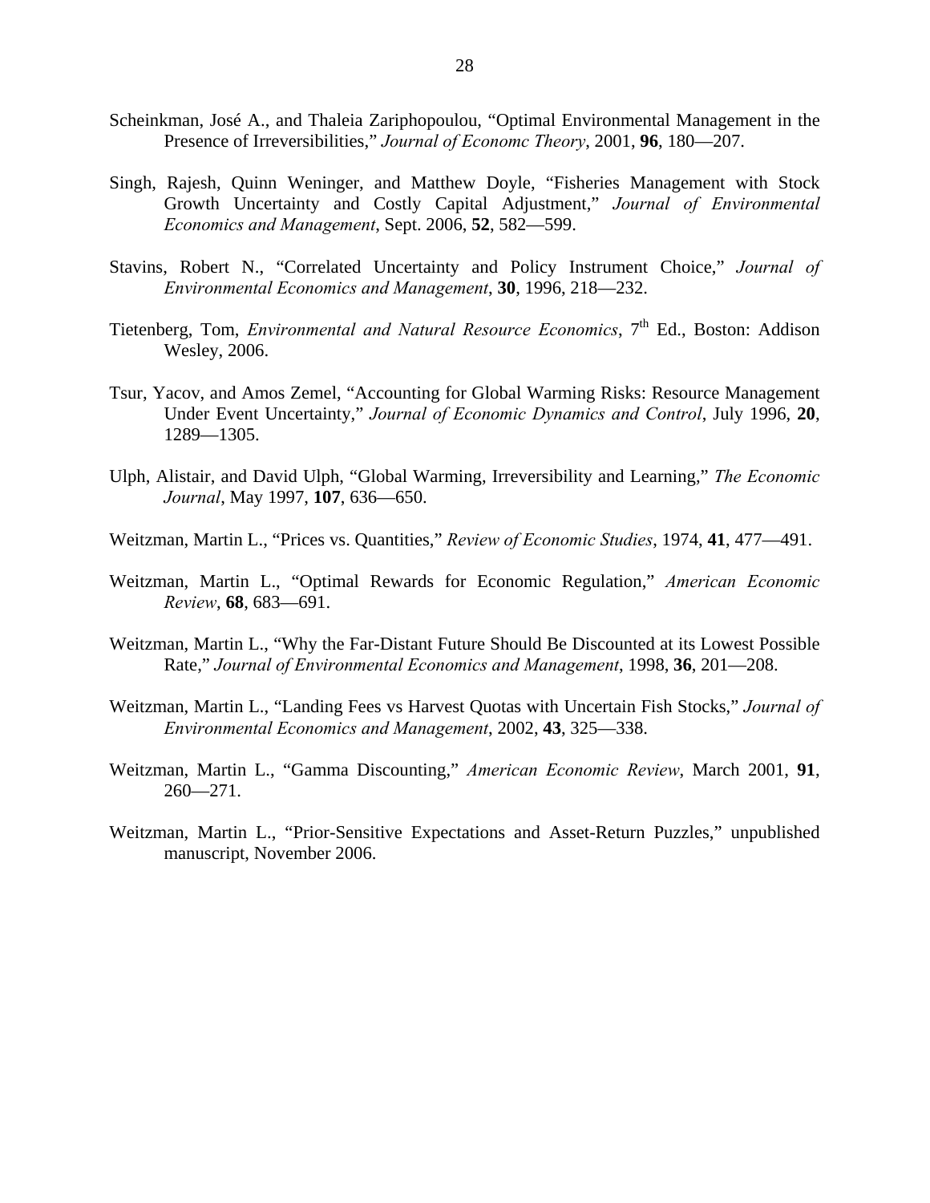Scheinkman, José A., and Thaleia Zariphopoulou, "Optimal Environmental Management in the Presence of Irreversibilities," *Journal of Economc Theory*, 2001, **96**, 180—207.

Singh, Rajesh, Quinn Weninger, and Matthew Doyle, "Fisheries Management with Stock Growth Uncertainty and Costly Capital Adjustment," *Journal of Environmental Economics and Management*, Sept. 2006, **52**, 582—599.

Stavins, Robert N., "Correlated Uncertainty and Policy Instrument Choice," *Journal of Environmental Economics and Management*, **30**, 1996, 218—232.

Tietenberg, Tom, *Environmental and Natural Resource Economics*, 7th Ed., Boston: Addison Wesley, 2006.

Tsur, Yacov, and Amos Zemel, "Accounting for Global Warming Risks: Resource Management Under Event Uncertainty," *Journal of Economic Dynamics and Control*, July 1996, **20**, 1289—1305.

Ulph, Alistair, and David Ulph, "Global Warming, Irreversibility and Learning," *The Economic Journal*, May 1997, **107**, 636—650.

Weitzman, Martin L., "Prices vs. Quantities," *Review of Economic Studies*, 1974, **41**, 477—491.

Weitzman, Martin L., "Optimal Rewards for Economic Regulation," *American Economic Review*, **68**, 683—691.

Weitzman, Martin L., "Why the Far-Distant Future Should Be Discounted at its Lowest Possible Rate," *Journal of Environmental Economics and Management*, 1998, **36**, 201—208.

Weitzman, Martin L., "Landing Fees vs Harvest Quotas with Uncertain Fish Stocks," *Journal of Environmental Economics and Management*, 2002, **43**, 325—338.

Weitzman, Martin L., "Gamma Discounting," *American Economic Review*, March 2001, **91**, 260—271.

Weitzman, Martin L., "Prior-Sensitive Expectations and Asset-Return Puzzles," unpublished manuscript, November 2006.